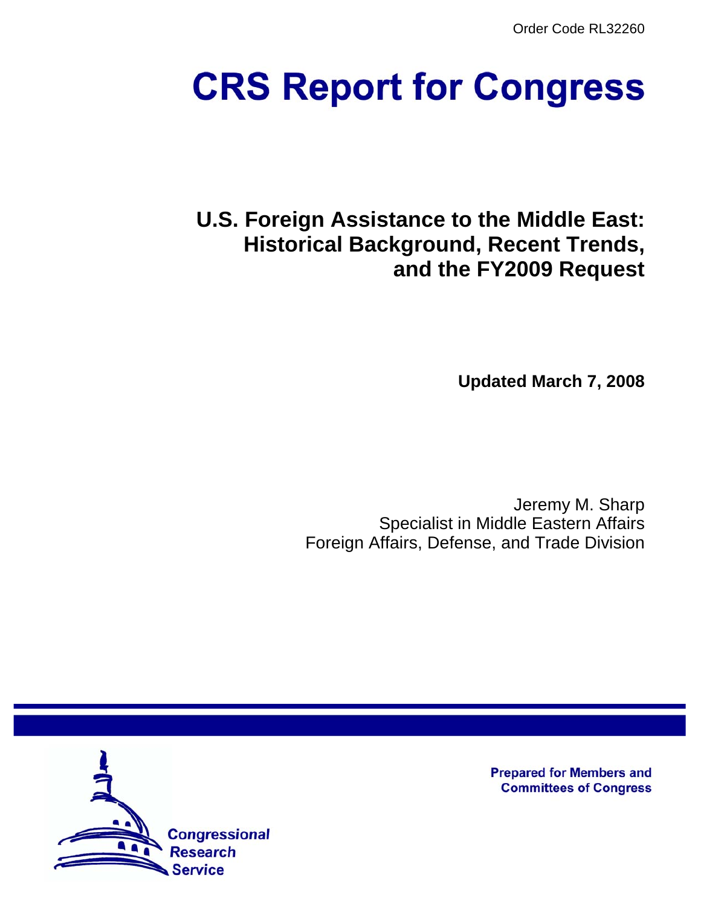Order Code RL32260

# CRS Report for Congress

## U.S. Foreign Assistance to the Middle East: Historical Background, Recent Trends, and the FY2009 Request

**Updated March 7, 2008**

Jeremy M. Sharp
Specialist in Middle Eastern Affairs
Foreign Affairs, Defense, and Trade Division

Prepared for Members and Committees of Congress

Congressional Research Service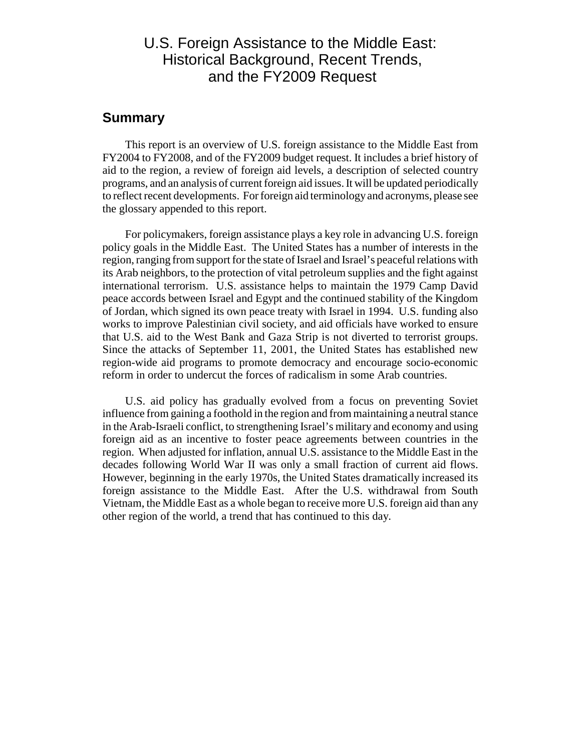# U.S. Foreign Assistance to the Middle East: Historical Background, Recent Trends, and the FY2009 Request

## Summary

This report is an overview of U.S. foreign assistance to the Middle East from FY2004 to FY2008, and of the FY2009 budget request. It includes a brief history of aid to the region, a review of foreign aid levels, a description of selected country programs, and an analysis of current foreign aid issues. It will be updated periodically to reflect recent developments. For foreign aid terminology and acronyms, please see the glossary appended to this report.

For policymakers, foreign assistance plays a key role in advancing U.S. foreign policy goals in the Middle East. The United States has a number of interests in the region, ranging from support for the state of Israel and Israel's peaceful relations with its Arab neighbors, to the protection of vital petroleum supplies and the fight against international terrorism. U.S. assistance helps to maintain the 1979 Camp David peace accords between Israel and Egypt and the continued stability of the Kingdom of Jordan, which signed its own peace treaty with Israel in 1994. U.S. funding also works to improve Palestinian civil society, and aid officials have worked to ensure that U.S. aid to the West Bank and Gaza Strip is not diverted to terrorist groups. Since the attacks of September 11, 2001, the United States has established new region-wide aid programs to promote democracy and encourage socio-economic reform in order to undercut the forces of radicalism in some Arab countries.

U.S. aid policy has gradually evolved from a focus on preventing Soviet influence from gaining a foothold in the region and from maintaining a neutral stance in the Arab-Israeli conflict, to strengthening Israel's military and economy and using foreign aid as an incentive to foster peace agreements between countries in the region. When adjusted for inflation, annual U.S. assistance to the Middle East in the decades following World War II was only a small fraction of current aid flows. However, beginning in the early 1970s, the United States dramatically increased its foreign assistance to the Middle East. After the U.S. withdrawal from South Vietnam, the Middle East as a whole began to receive more U.S. foreign aid than any other region of the world, a trend that has continued to this day.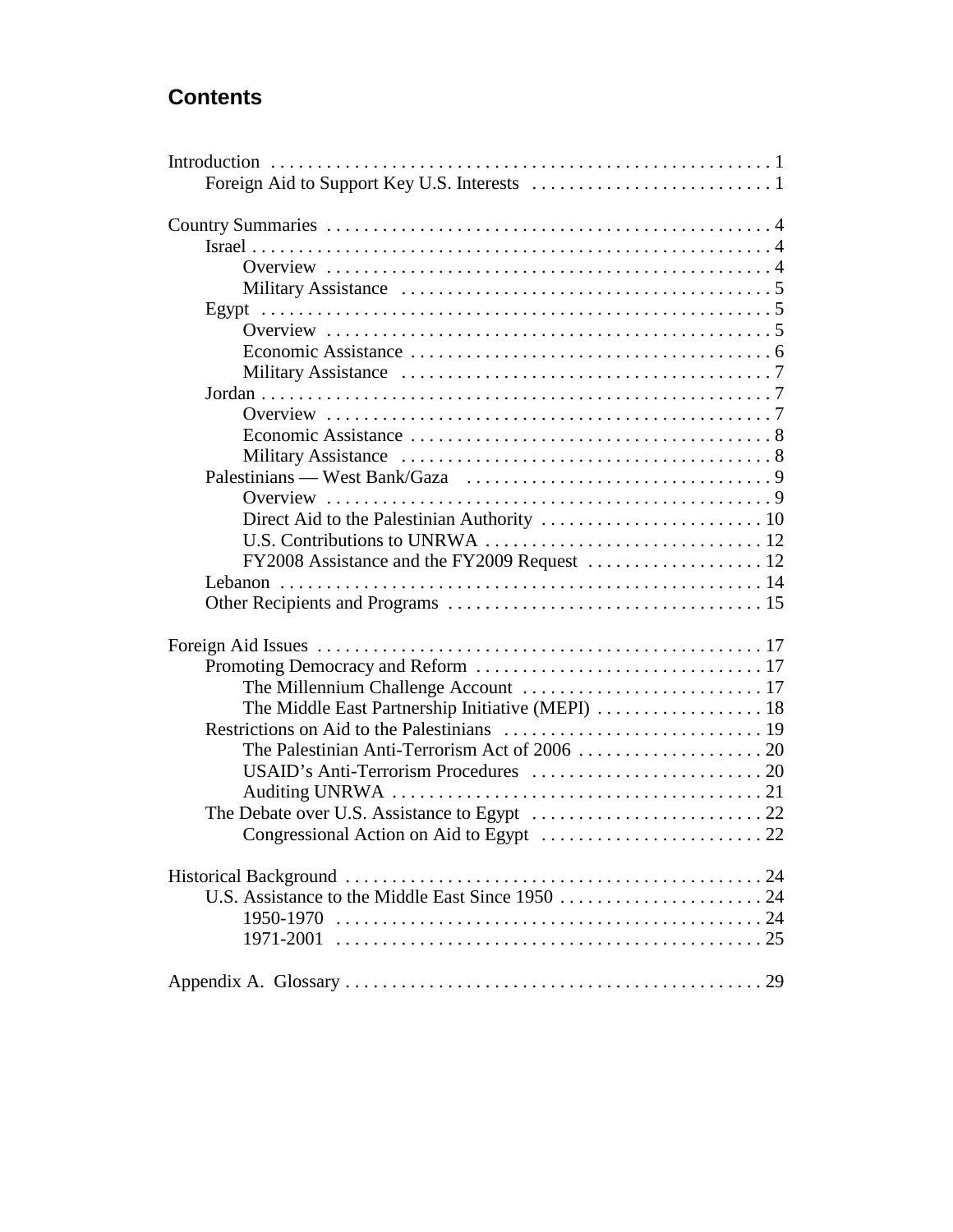## Contents

Introduction . . . . . . . . . . 1
- Foreign Aid to Support Key U.S. Interests . . . . . . . . . . 1

Country Summaries . . . . . . . . . . 4
- Israel . . . . . . . . . . 4
  - Overview . . . . . . . . . . 4
  - Military Assistance . . . . . . . . . . 5
- Egypt . . . . . . . . . . 5
  - Overview . . . . . . . . . . 5
  - Economic Assistance . . . . . . . . . . 6
  - Military Assistance . . . . . . . . . . 7
- Jordan . . . . . . . . . . 7
  - Overview . . . . . . . . . . 7
  - Economic Assistance . . . . . . . . . . 8
  - Military Assistance . . . . . . . . . . 8
- Palestinians — West Bank/Gaza . . . . . . . . . . 9
  - Overview . . . . . . . . . . 9
  - Direct Aid to the Palestinian Authority . . . . . . . . . . 10
  - U.S. Contributions to UNRWA . . . . . . . . . . 12
  - FY2008 Assistance and the FY2009 Request . . . . . . . . . . 12
- Lebanon . . . . . . . . . . 14
- Other Recipients and Programs . . . . . . . . . . 15

Foreign Aid Issues . . . . . . . . . . 17
- Promoting Democracy and Reform . . . . . . . . . . 17
  - The Millennium Challenge Account . . . . . . . . . . 17
  - The Middle East Partnership Initiative (MEPI) . . . . . . . . . . 18
- Restrictions on Aid to the Palestinians . . . . . . . . . . 19
  - The Palestinian Anti-Terrorism Act of 2006 . . . . . . . . . . 20
  - USAID's Anti-Terrorism Procedures . . . . . . . . . . 20
  - Auditing UNRWA . . . . . . . . . . 21
- The Debate over U.S. Assistance to Egypt . . . . . . . . . . 22
  - Congressional Action on Aid to Egypt . . . . . . . . . . 22

Historical Background . . . . . . . . . . 24
- U.S. Assistance to the Middle East Since 1950 . . . . . . . . . . 24
  - 1950-1970 . . . . . . . . . . 24
  - 1971-2001 . . . . . . . . . . 25

Appendix A. Glossary . . . . . . . . . . 29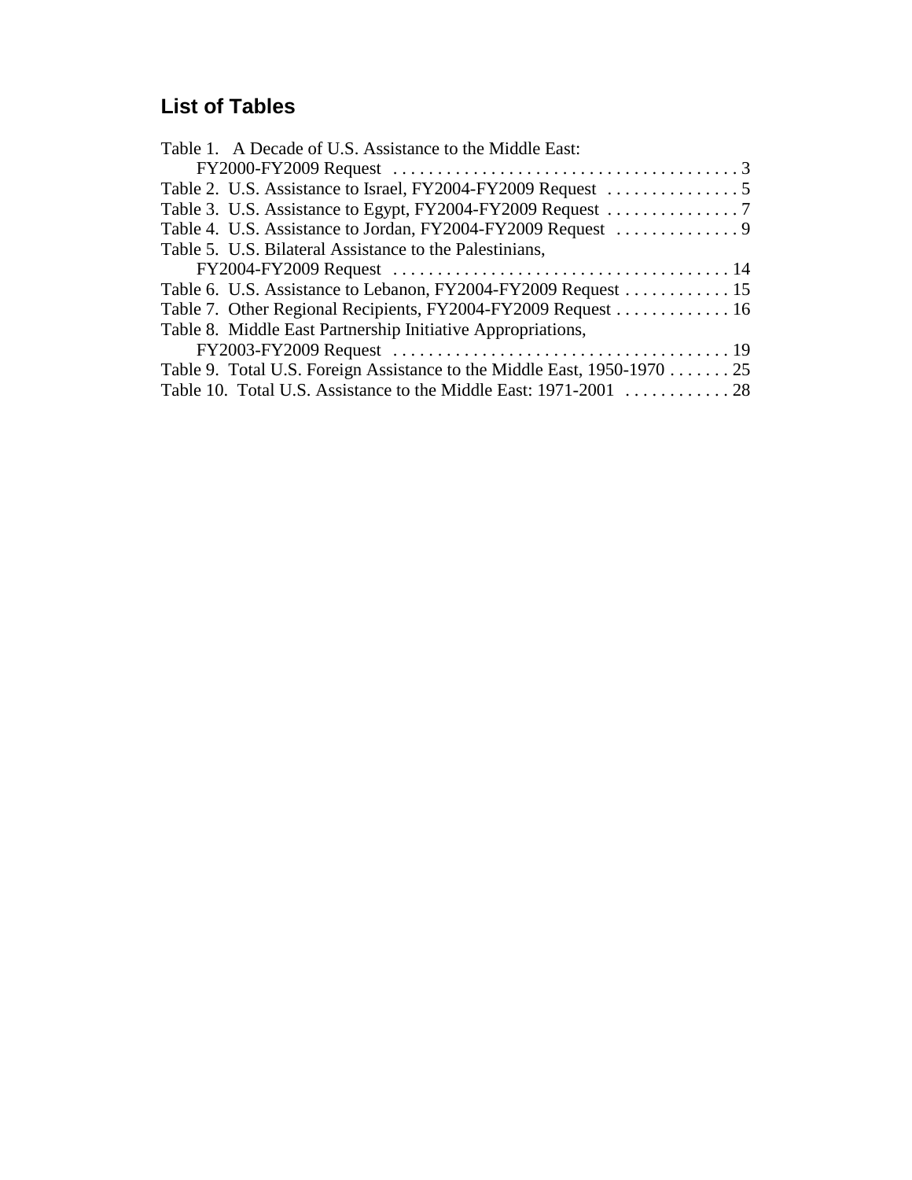## List of Tables

Table 1. A Decade of U.S. Assistance to the Middle East: FY2000-FY2009 Request . . . . . . . . . . . . . . . . . . . . . . . . . . . . . . . . . . . . . . . 3
Table 2. U.S. Assistance to Israel, FY2004-FY2009 Request . . . . . . . . . . . . . . . 5
Table 3. U.S. Assistance to Egypt, FY2004-FY2009 Request . . . . . . . . . . . . . . . 7
Table 4. U.S. Assistance to Jordan, FY2004-FY2009 Request . . . . . . . . . . . . . . 9
Table 5. U.S. Bilateral Assistance to the Palestinians, FY2004-FY2009 Request . . . . . . . . . . . . . . . . . . . . . . . . . . . . . . . . . . . . . . 14
Table 6. U.S. Assistance to Lebanon, FY2004-FY2009 Request . . . . . . . . . . . . 15
Table 7. Other Regional Recipients, FY2004-FY2009 Request . . . . . . . . . . . . . 16
Table 8. Middle East Partnership Initiative Appropriations, FY2003-FY2009 Request . . . . . . . . . . . . . . . . . . . . . . . . . . . . . . . . . . . . . . 19
Table 9. Total U.S. Foreign Assistance to the Middle East, 1950-1970 . . . . . . . 25
Table 10. Total U.S. Assistance to the Middle East: 1971-2001 . . . . . . . . . . . . 28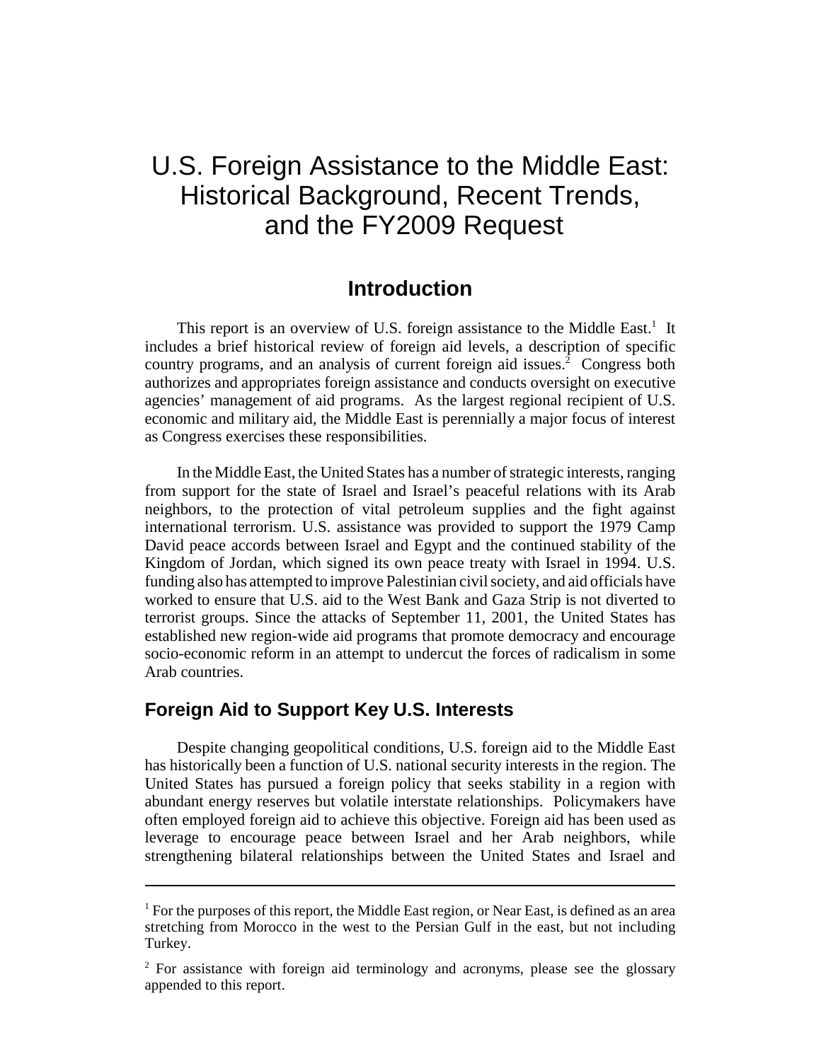# U.S. Foreign Assistance to the Middle East: Historical Background, Recent Trends, and the FY2009 Request

## Introduction

This report is an overview of U.S. foreign assistance to the Middle East.[1] It includes a brief historical review of foreign aid levels, a description of specific country programs, and an analysis of current foreign aid issues.[2] Congress both authorizes and appropriates foreign assistance and conducts oversight on executive agencies' management of aid programs. As the largest regional recipient of U.S. economic and military aid, the Middle East is perennially a major focus of interest as Congress exercises these responsibilities.

In the Middle East, the United States has a number of strategic interests, ranging from support for the state of Israel and Israel's peaceful relations with its Arab neighbors, to the protection of vital petroleum supplies and the fight against international terrorism. U.S. assistance was provided to support the 1979 Camp David peace accords between Israel and Egypt and the continued stability of the Kingdom of Jordan, which signed its own peace treaty with Israel in 1994. U.S. funding also has attempted to improve Palestinian civil society, and aid officials have worked to ensure that U.S. aid to the West Bank and Gaza Strip is not diverted to terrorist groups. Since the attacks of September 11, 2001, the United States has established new region-wide aid programs that promote democracy and encourage socio-economic reform in an attempt to undercut the forces of radicalism in some Arab countries.

### Foreign Aid to Support Key U.S. Interests

Despite changing geopolitical conditions, U.S. foreign aid to the Middle East has historically been a function of U.S. national security interests in the region. The United States has pursued a foreign policy that seeks stability in a region with abundant energy reserves but volatile interstate relationships. Policymakers have often employed foreign aid to achieve this objective. Foreign aid has been used as leverage to encourage peace between Israel and her Arab neighbors, while strengthening bilateral relationships between the United States and Israel and

---

[1] For the purposes of this report, the Middle East region, or Near East, is defined as an area stretching from Morocco in the west to the Persian Gulf in the east, but not including Turkey.

[2] For assistance with foreign aid terminology and acronyms, please see the glossary appended to this report.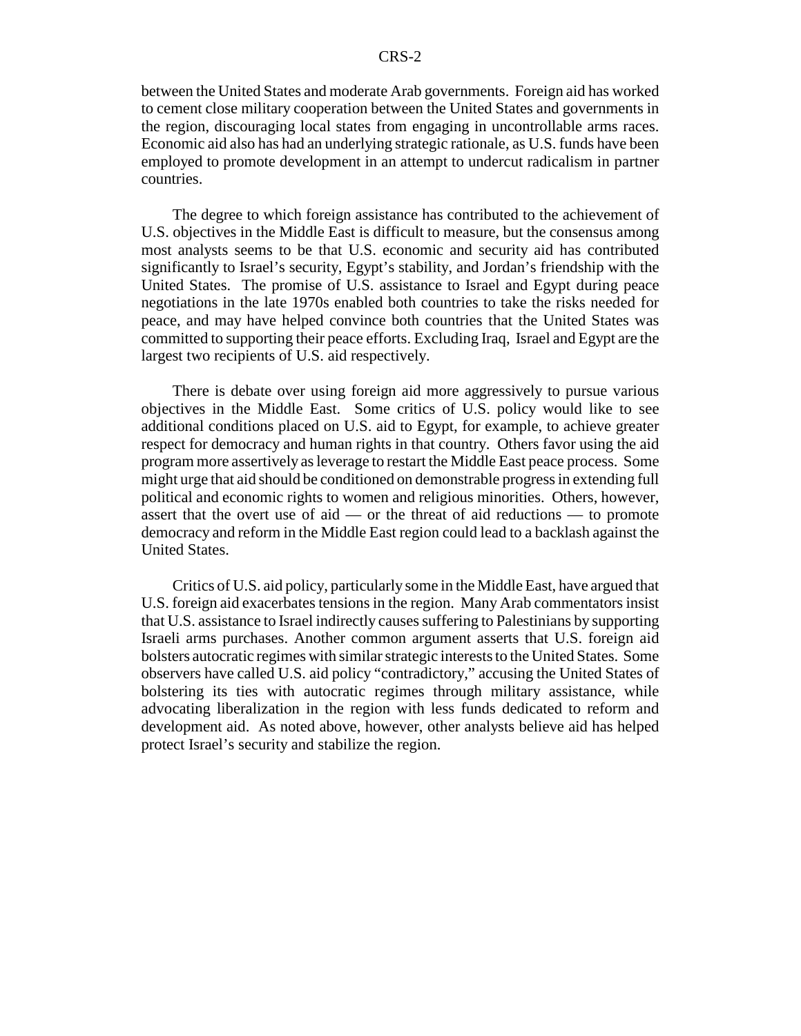between the United States and moderate Arab governments. Foreign aid has worked to cement close military cooperation between the United States and governments in the region, discouraging local states from engaging in uncontrollable arms races. Economic aid also has had an underlying strategic rationale, as U.S. funds have been employed to promote development in an attempt to undercut radicalism in partner countries.

The degree to which foreign assistance has contributed to the achievement of U.S. objectives in the Middle East is difficult to measure, but the consensus among most analysts seems to be that U.S. economic and security aid has contributed significantly to Israel's security, Egypt's stability, and Jordan's friendship with the United States. The promise of U.S. assistance to Israel and Egypt during peace negotiations in the late 1970s enabled both countries to take the risks needed for peace, and may have helped convince both countries that the United States was committed to supporting their peace efforts. Excluding Iraq, Israel and Egypt are the largest two recipients of U.S. aid respectively.

There is debate over using foreign aid more aggressively to pursue various objectives in the Middle East. Some critics of U.S. policy would like to see additional conditions placed on U.S. aid to Egypt, for example, to achieve greater respect for democracy and human rights in that country. Others favor using the aid program more assertively as leverage to restart the Middle East peace process. Some might urge that aid should be conditioned on demonstrable progress in extending full political and economic rights to women and religious minorities. Others, however, assert that the overt use of aid — or the threat of aid reductions — to promote democracy and reform in the Middle East region could lead to a backlash against the United States.

Critics of U.S. aid policy, particularly some in the Middle East, have argued that U.S. foreign aid exacerbates tensions in the region. Many Arab commentators insist that U.S. assistance to Israel indirectly causes suffering to Palestinians by supporting Israeli arms purchases. Another common argument asserts that U.S. foreign aid bolsters autocratic regimes with similar strategic interests to the United States. Some observers have called U.S. aid policy "contradictory," accusing the United States of bolstering its ties with autocratic regimes through military assistance, while advocating liberalization in the region with less funds dedicated to reform and development aid. As noted above, however, other analysts believe aid has helped protect Israel's security and stabilize the region.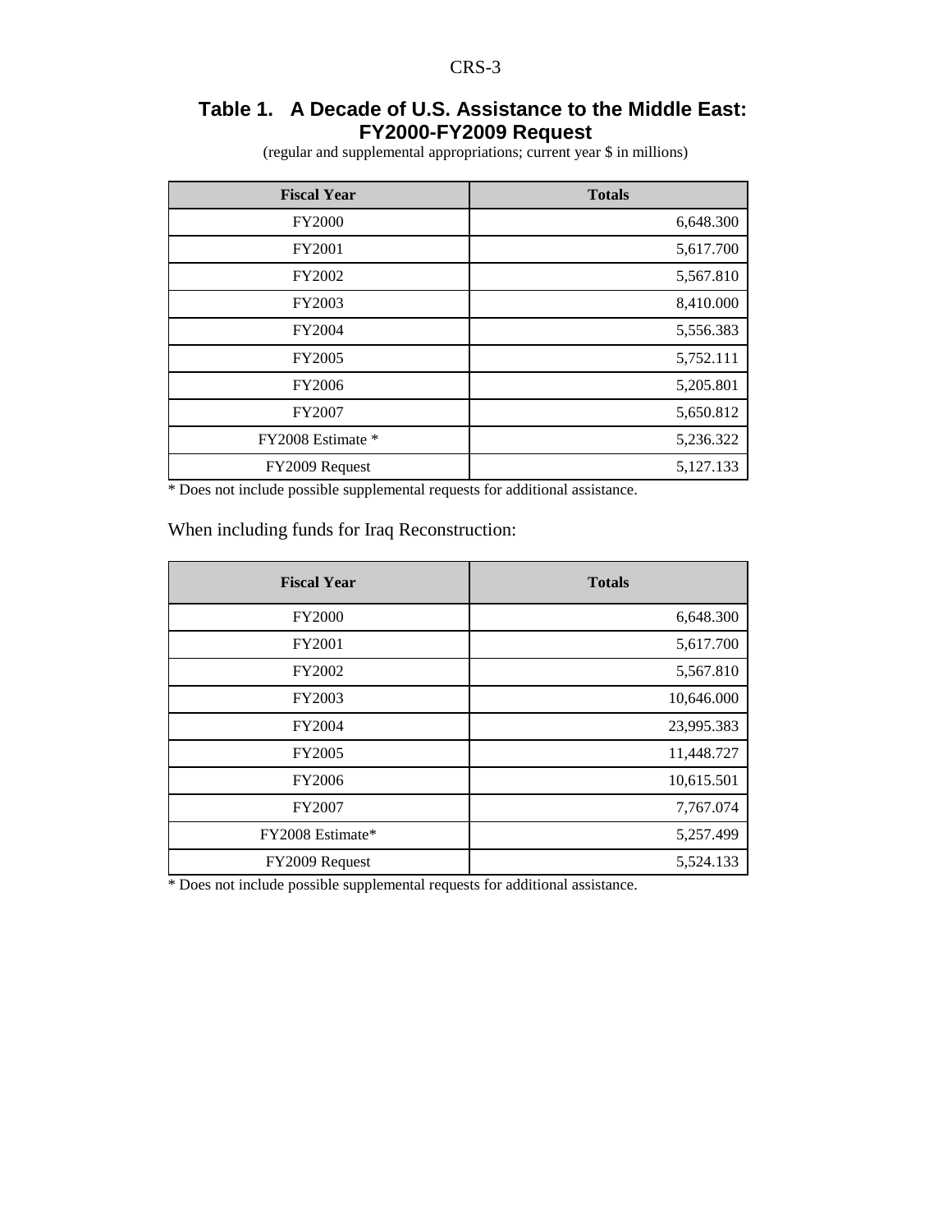### Table 1. A Decade of U.S. Assistance to the Middle East: FY2000-FY2009 Request

(regular and supplemental appropriations; current year $ in millions)

| Fiscal Year | Totals |
|---|---|
| FY2000 | 6,648.300 |
| FY2001 | 5,617.700 |
| FY2002 | 5,567.810 |
| FY2003 | 8,410.000 |
| FY2004 | 5,556.383 |
| FY2005 | 5,752.111 |
| FY2006 | 5,205.801 |
| FY2007 | 5,650.812 |
| FY2008 Estimate * | 5,236.322 |
| FY2009 Request | 5,127.133 |

* Does not include possible supplemental requests for additional assistance.

When including funds for Iraq Reconstruction:

| Fiscal Year | Totals |
|---|---|
| FY2000 | 6,648.300 |
| FY2001 | 5,617.700 |
| FY2002 | 5,567.810 |
| FY2003 | 10,646.000 |
| FY2004 | 23,995.383 |
| FY2005 | 11,448.727 |
| FY2006 | 10,615.501 |
| FY2007 | 7,767.074 |
| FY2008 Estimate* | 5,257.499 |
| FY2009 Request | 5,524.133 |

* Does not include possible supplemental requests for additional assistance.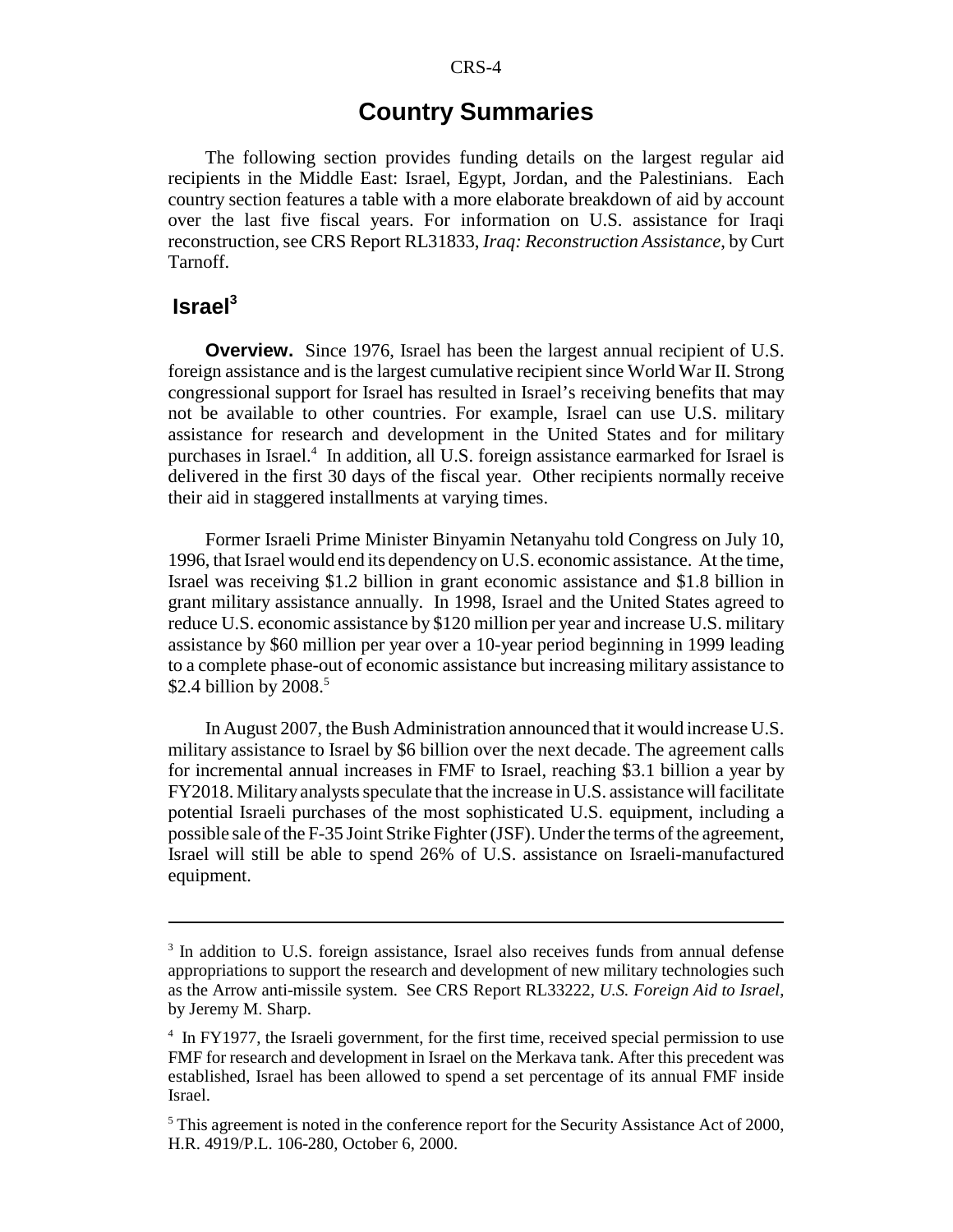# Country Summaries

The following section provides funding details on the largest regular aid recipients in the Middle East: Israel, Egypt, Jordan, and the Palestinians. Each country section features a table with a more elaborate breakdown of aid by account over the last five fiscal years. For information on U.S. assistance for Iraqi reconstruction, see CRS Report RL31833, *Iraq: Reconstruction Assistance*, by Curt Tarnoff.

## Israel[3]

**Overview.** Since 1976, Israel has been the largest annual recipient of U.S. foreign assistance and is the largest cumulative recipient since World War II. Strong congressional support for Israel has resulted in Israel's receiving benefits that may not be available to other countries. For example, Israel can use U.S. military assistance for research and development in the United States and for military purchases in Israel.[4] In addition, all U.S. foreign assistance earmarked for Israel is delivered in the first 30 days of the fiscal year. Other recipients normally receive their aid in staggered installments at varying times.

Former Israeli Prime Minister Binyamin Netanyahu told Congress on July 10, 1996, that Israel would end its dependency on U.S. economic assistance. At the time, Israel was receiving $1.2 billion in grant economic assistance and $1.8 billion in grant military assistance annually. In 1998, Israel and the United States agreed to reduce U.S. economic assistance by $120 million per year and increase U.S. military assistance by $60 million per year over a 10-year period beginning in 1999 leading to a complete phase-out of economic assistance but increasing military assistance to $2.4 billion by 2008.[5]

In August 2007, the Bush Administration announced that it would increase U.S. military assistance to Israel by $6 billion over the next decade. The agreement calls for incremental annual increases in FMF to Israel, reaching $3.1 billion a year by FY2018. Military analysts speculate that the increase in U.S. assistance will facilitate potential Israeli purchases of the most sophisticated U.S. equipment, including a possible sale of the F-35 Joint Strike Fighter (JSF). Under the terms of the agreement, Israel will still be able to spend 26% of U.S. assistance on Israeli-manufactured equipment.

---

[3] In addition to U.S. foreign assistance, Israel also receives funds from annual defense appropriations to support the research and development of new military technologies such as the Arrow anti-missile system. See CRS Report RL33222, *U.S. Foreign Aid to Israel*, by Jeremy M. Sharp.

[4] In FY1977, the Israeli government, for the first time, received special permission to use FMF for research and development in Israel on the Merkava tank. After this precedent was established, Israel has been allowed to spend a set percentage of its annual FMF inside Israel.

[5] This agreement is noted in the conference report for the Security Assistance Act of 2000, H.R. 4919/P.L. 106-280, October 6, 2000.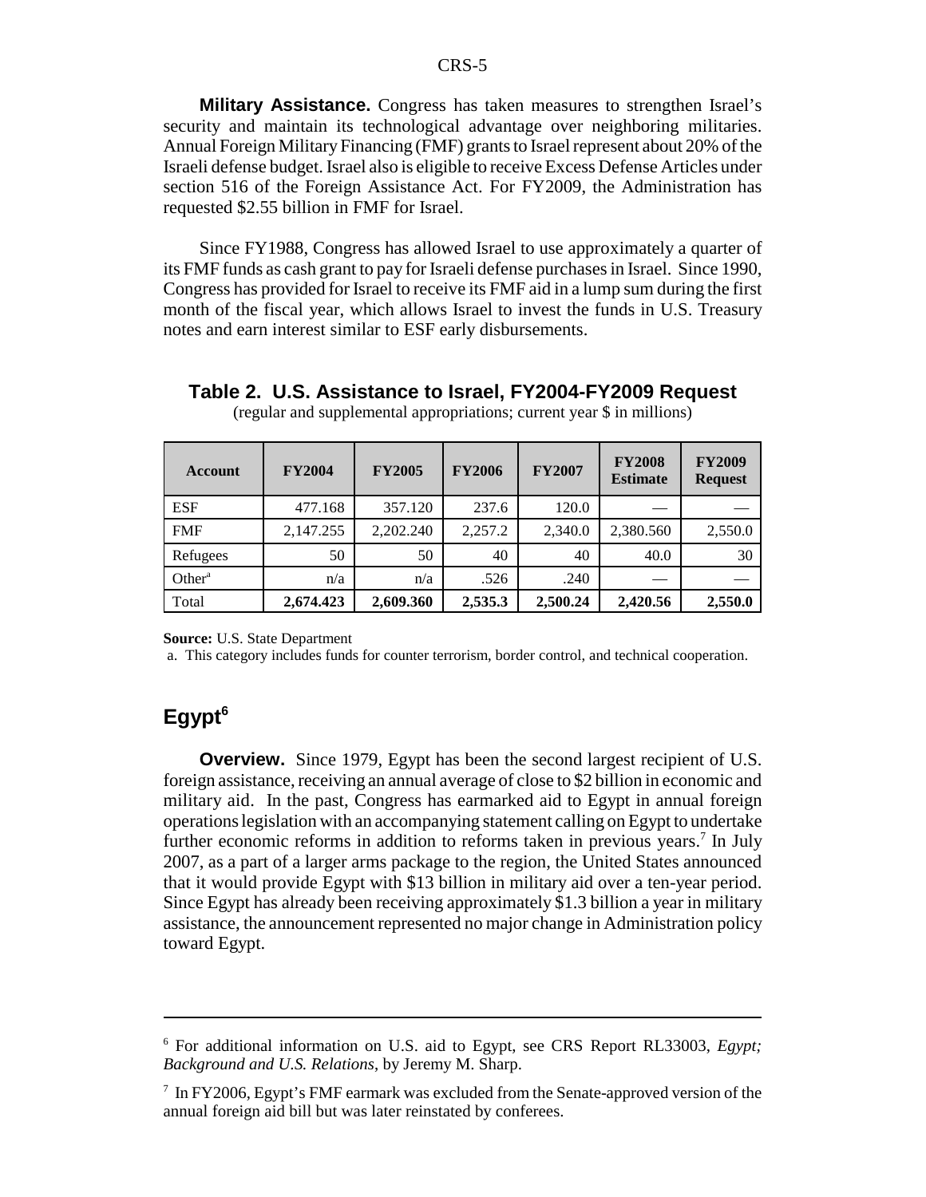**Military Assistance.** Congress has taken measures to strengthen Israel's security and maintain its technological advantage over neighboring militaries. Annual Foreign Military Financing (FMF) grants to Israel represent about 20% of the Israeli defense budget. Israel also is eligible to receive Excess Defense Articles under section 516 of the Foreign Assistance Act. For FY2009, the Administration has requested $2.55 billion in FMF for Israel.

Since FY1988, Congress has allowed Israel to use approximately a quarter of its FMF funds as cash grant to pay for Israeli defense purchases in Israel. Since 1990, Congress has provided for Israel to receive its FMF aid in a lump sum during the first month of the fiscal year, which allows Israel to invest the funds in U.S. Treasury notes and earn interest similar to ESF early disbursements.

**Table 2. U.S. Assistance to Israel, FY2004-FY2009 Request**

(regular and supplemental appropriations; current year $ in millions)

| Account | FY2004 | FY2005 | FY2006 | FY2007 | FY2008 Estimate | FY2009 Request |
|---|---|---|---|---|---|---|
| ESF | 477.168 | 357.120 | 237.6 | 120.0 | — | — |
| FMF | 2,147.255 | 2,202.240 | 2,257.2 | 2,340.0 | 2,380.560 | 2,550.0 |
| Refugees | 50 | 50 | 40 | 40 | 40.0 | 30 |
| Other[a] | n/a | n/a | .526 | .240 | — | — |
| Total | **2,674.423** | **2,609.360** | **2,535.3** | **2,500.24** | **2,420.56** | **2,550.0** |

**Source:** U.S. State Department

a. This category includes funds for counter terrorism, border control, and technical cooperation.

## Egypt[6]

**Overview.** Since 1979, Egypt has been the second largest recipient of U.S. foreign assistance, receiving an annual average of close to $2 billion in economic and military aid. In the past, Congress has earmarked aid to Egypt in annual foreign operations legislation with an accompanying statement calling on Egypt to undertake further economic reforms in addition to reforms taken in previous years.[7] In July 2007, as a part of a larger arms package to the region, the United States announced that it would provide Egypt with $13 billion in military aid over a ten-year period. Since Egypt has already been receiving approximately $1.3 billion a year in military assistance, the announcement represented no major change in Administration policy toward Egypt.

---

[6] For additional information on U.S. aid to Egypt, see CRS Report RL33003, *Egypt; Background and U.S. Relations*, by Jeremy M. Sharp.

[7] In FY2006, Egypt's FMF earmark was excluded from the Senate-approved version of the annual foreign aid bill but was later reinstated by conferees.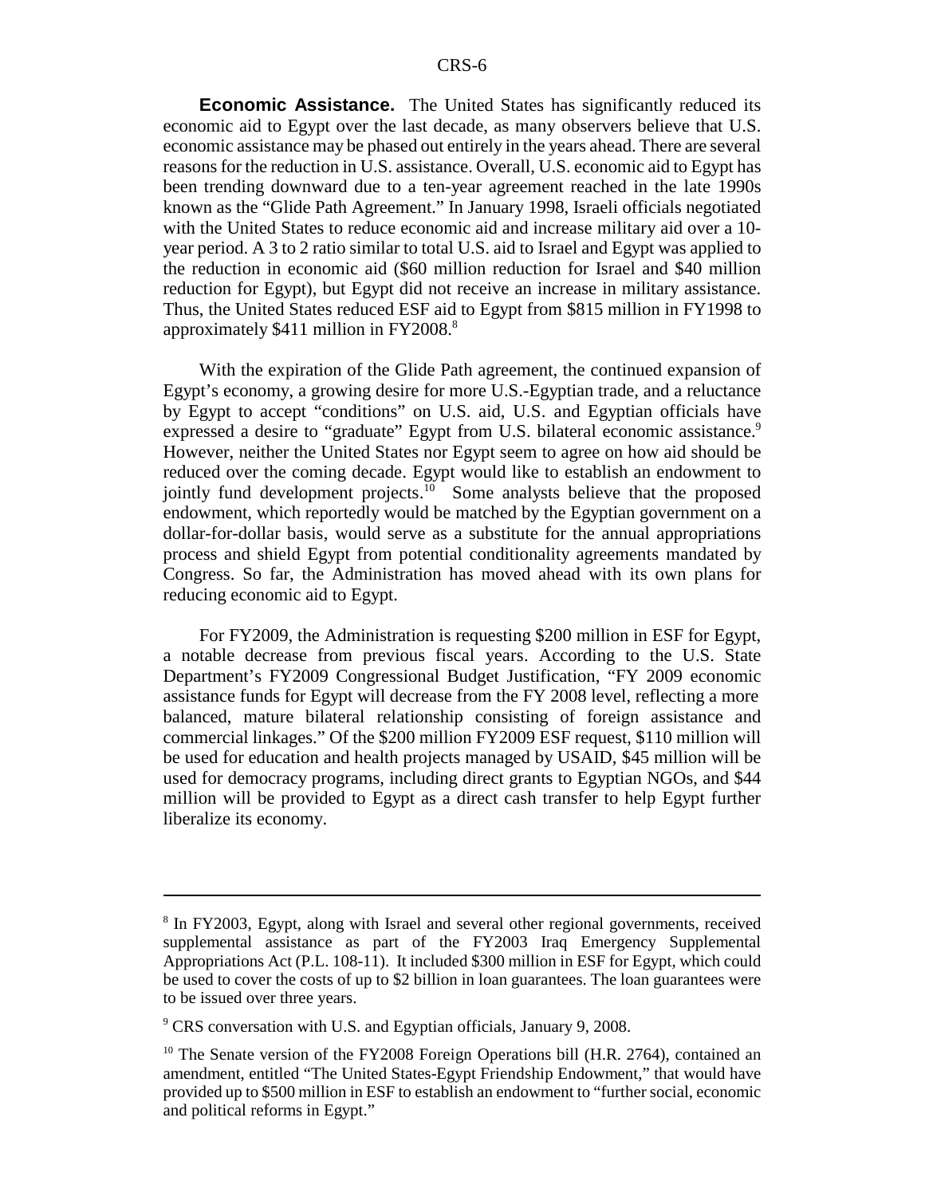**Economic Assistance.** The United States has significantly reduced its economic aid to Egypt over the last decade, as many observers believe that U.S. economic assistance may be phased out entirely in the years ahead. There are several reasons for the reduction in U.S. assistance. Overall, U.S. economic aid to Egypt has been trending downward due to a ten-year agreement reached in the late 1990s known as the "Glide Path Agreement." In January 1998, Israeli officials negotiated with the United States to reduce economic aid and increase military aid over a 10-year period. A 3 to 2 ratio similar to total U.S. aid to Israel and Egypt was applied to the reduction in economic aid ($60 million reduction for Israel and $40 million reduction for Egypt), but Egypt did not receive an increase in military assistance. Thus, the United States reduced ESF aid to Egypt from $815 million in FY1998 to approximately $411 million in FY2008.[8]

With the expiration of the Glide Path agreement, the continued expansion of Egypt's economy, a growing desire for more U.S.-Egyptian trade, and a reluctance by Egypt to accept "conditions" on U.S. aid, U.S. and Egyptian officials have expressed a desire to "graduate" Egypt from U.S. bilateral economic assistance.[9] However, neither the United States nor Egypt seem to agree on how aid should be reduced over the coming decade. Egypt would like to establish an endowment to jointly fund development projects.[10] Some analysts believe that the proposed endowment, which reportedly would be matched by the Egyptian government on a dollar-for-dollar basis, would serve as a substitute for the annual appropriations process and shield Egypt from potential conditionality agreements mandated by Congress. So far, the Administration has moved ahead with its own plans for reducing economic aid to Egypt.

For FY2009, the Administration is requesting $200 million in ESF for Egypt, a notable decrease from previous fiscal years. According to the U.S. State Department's FY2009 Congressional Budget Justification, "FY 2009 economic assistance funds for Egypt will decrease from the FY 2008 level, reflecting a more balanced, mature bilateral relationship consisting of foreign assistance and commercial linkages." Of the $200 million FY2009 ESF request, $110 million will be used for education and health projects managed by USAID, $45 million will be used for democracy programs, including direct grants to Egyptian NGOs, and $44 million will be provided to Egypt as a direct cash transfer to help Egypt further liberalize its economy.

---

[8] In FY2003, Egypt, along with Israel and several other regional governments, received supplemental assistance as part of the FY2003 Iraq Emergency Supplemental Appropriations Act (P.L. 108-11). It included $300 million in ESF for Egypt, which could be used to cover the costs of up to $2 billion in loan guarantees. The loan guarantees were to be issued over three years.

[9] CRS conversation with U.S. and Egyptian officials, January 9, 2008.

[10] The Senate version of the FY2008 Foreign Operations bill (H.R. 2764), contained an amendment, entitled "The United States-Egypt Friendship Endowment," that would have provided up to $500 million in ESF to establish an endowment to "further social, economic and political reforms in Egypt."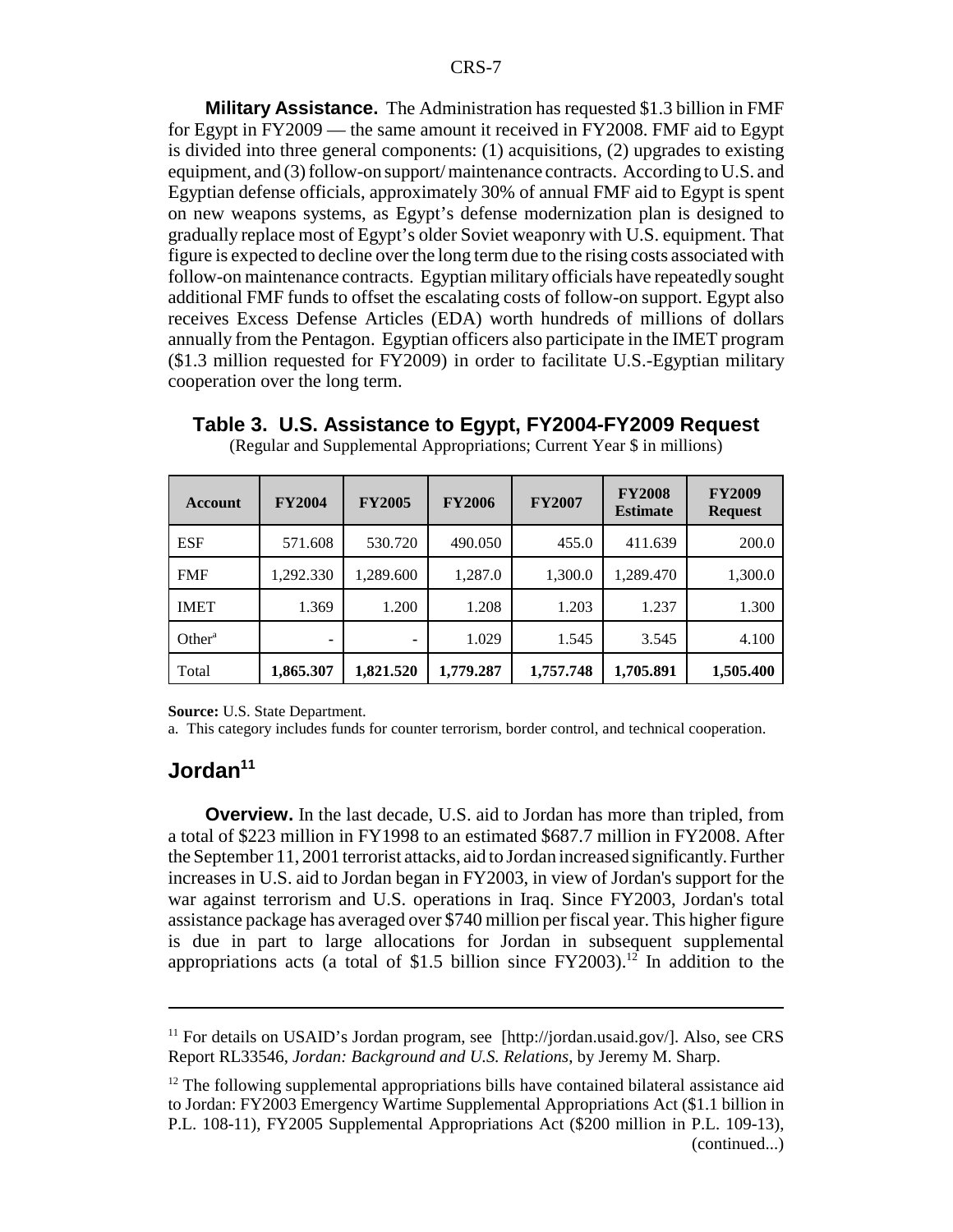**Military Assistance.** The Administration has requested $1.3 billion in FMF for Egypt in FY2009 — the same amount it received in FY2008. FMF aid to Egypt is divided into three general components: (1) acquisitions, (2) upgrades to existing equipment, and (3) follow-on support/ maintenance contracts. According to U.S. and Egyptian defense officials, approximately 30% of annual FMF aid to Egypt is spent on new weapons systems, as Egypt's defense modernization plan is designed to gradually replace most of Egypt's older Soviet weaponry with U.S. equipment. That figure is expected to decline over the long term due to the rising costs associated with follow-on maintenance contracts. Egyptian military officials have repeatedly sought additional FMF funds to offset the escalating costs of follow-on support. Egypt also receives Excess Defense Articles (EDA) worth hundreds of millions of dollars annually from the Pentagon. Egyptian officers also participate in the IMET program ($1.3 million requested for FY2009) in order to facilitate U.S.-Egyptian military cooperation over the long term.

**Table 3. U.S. Assistance to Egypt, FY2004-FY2009 Request**

(Regular and Supplemental Appropriations; Current Year $ in millions)

| Account | FY2004 | FY2005 | FY2006 | FY2007 | FY2008 Estimate | FY2009 Request |
|---|---|---|---|---|---|---|
| ESF | 571.608 | 530.720 | 490.050 | 455.0 | 411.639 | 200.0 |
| FMF | 1,292.330 | 1,289.600 | 1,287.0 | 1,300.0 | 1,289.470 | 1,300.0 |
| IMET | 1.369 | 1.200 | 1.208 | 1.203 | 1.237 | 1.300 |
| Other[a] | - | - | 1.029 | 1.545 | 3.545 | 4.100 |
| Total | **1,865.307** | **1,821.520** | **1,779.287** | **1,757.748** | **1,705.891** | **1,505.400** |

**Source:** U.S. State Department.

a. This category includes funds for counter terrorism, border control, and technical cooperation.

## Jordan[11]

**Overview.** In the last decade, U.S. aid to Jordan has more than tripled, from a total of $223 million in FY1998 to an estimated $687.7 million in FY2008. After the September 11, 2001 terrorist attacks, aid to Jordan increased significantly. Further increases in U.S. aid to Jordan began in FY2003, in view of Jordan's support for the war against terrorism and U.S. operations in Iraq. Since FY2003, Jordan's total assistance package has averaged over $740 million per fiscal year. This higher figure is due in part to large allocations for Jordan in subsequent supplemental appropriations acts (a total of $1.5 billion since FY2003).[12] In addition to the

[11] For details on USAID's Jordan program, see [http://jordan.usaid.gov/]. Also, see CRS Report RL33546, *Jordan: Background and U.S. Relations*, by Jeremy M. Sharp.

[12] The following supplemental appropriations bills have contained bilateral assistance aid to Jordan: FY2003 Emergency Wartime Supplemental Appropriations Act ($1.1 billion in P.L. 108-11), FY2005 Supplemental Appropriations Act ($200 million in P.L. 109-13), (continued...)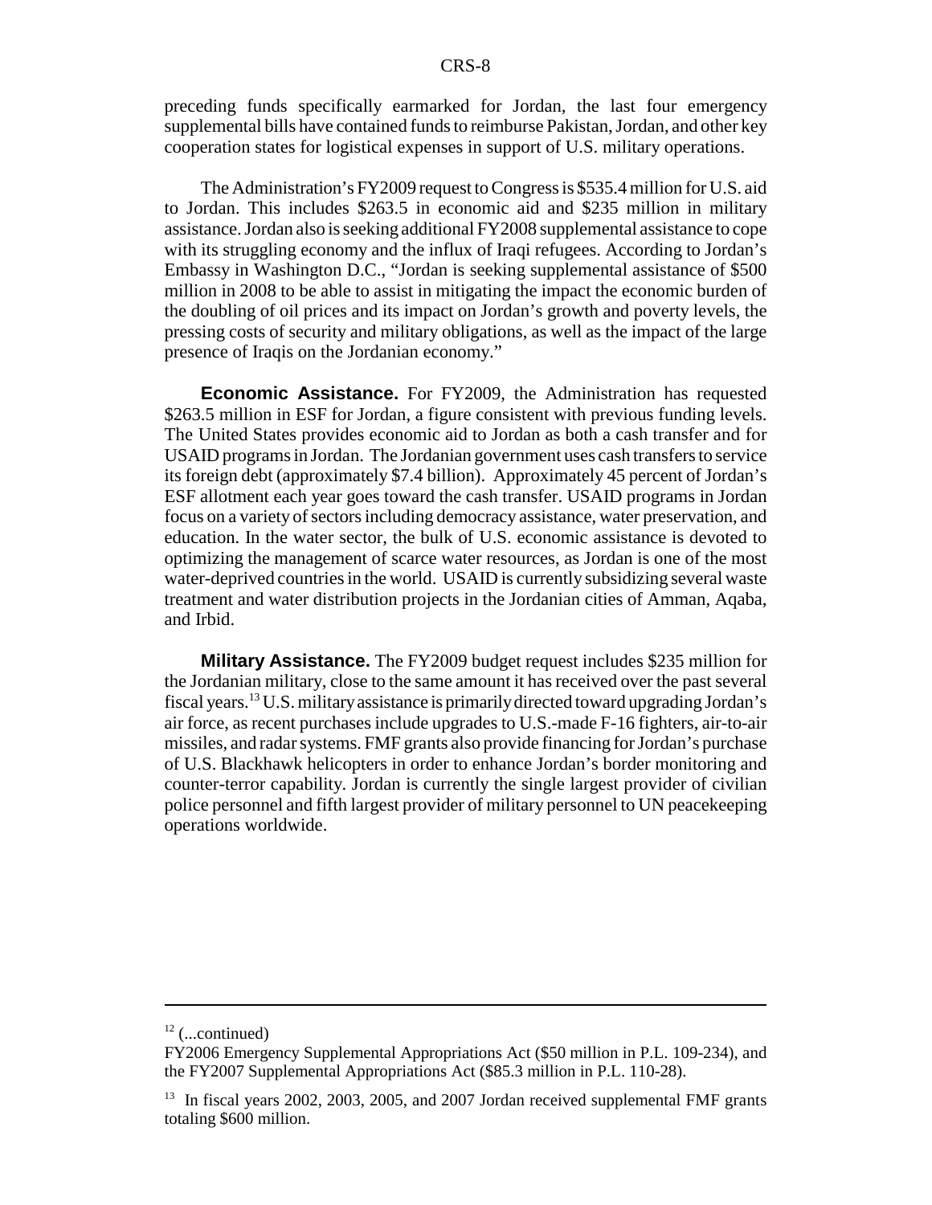preceding funds specifically earmarked for Jordan, the last four emergency supplemental bills have contained funds to reimburse Pakistan, Jordan, and other key cooperation states for logistical expenses in support of U.S. military operations.

The Administration's FY2009 request to Congress is $535.4 million for U.S. aid to Jordan. This includes $263.5 in economic aid and $235 million in military assistance. Jordan also is seeking additional FY2008 supplemental assistance to cope with its struggling economy and the influx of Iraqi refugees. According to Jordan's Embassy in Washington D.C., "Jordan is seeking supplemental assistance of $500 million in 2008 to be able to assist in mitigating the impact the economic burden of the doubling of oil prices and its impact on Jordan's growth and poverty levels, the pressing costs of security and military obligations, as well as the impact of the large presence of Iraqis on the Jordanian economy."

**Economic Assistance.** For FY2009, the Administration has requested $263.5 million in ESF for Jordan, a figure consistent with previous funding levels. The United States provides economic aid to Jordan as both a cash transfer and for USAID programs in Jordan. The Jordanian government uses cash transfers to service its foreign debt (approximately $7.4 billion). Approximately 45 percent of Jordan's ESF allotment each year goes toward the cash transfer. USAID programs in Jordan focus on a variety of sectors including democracy assistance, water preservation, and education. In the water sector, the bulk of U.S. economic assistance is devoted to optimizing the management of scarce water resources, as Jordan is one of the most water-deprived countries in the world. USAID is currently subsidizing several waste treatment and water distribution projects in the Jordanian cities of Amman, Aqaba, and Irbid.

**Military Assistance.** The FY2009 budget request includes $235 million for the Jordanian military, close to the same amount it has received over the past several fiscal years.[13] U.S. military assistance is primarily directed toward upgrading Jordan's air force, as recent purchases include upgrades to U.S.-made F-16 fighters, air-to-air missiles, and radar systems. FMF grants also provide financing for Jordan's purchase of U.S. Blackhawk helicopters in order to enhance Jordan's border monitoring and counter-terror capability. Jordan is currently the single largest provider of civilian police personnel and fifth largest provider of military personnel to UN peacekeeping operations worldwide.

---

[12] (...continued)
FY2006 Emergency Supplemental Appropriations Act ($50 million in P.L. 109-234), and the FY2007 Supplemental Appropriations Act ($85.3 million in P.L. 110-28).

[13] In fiscal years 2002, 2003, 2005, and 2007 Jordan received supplemental FMF grants totaling $600 million.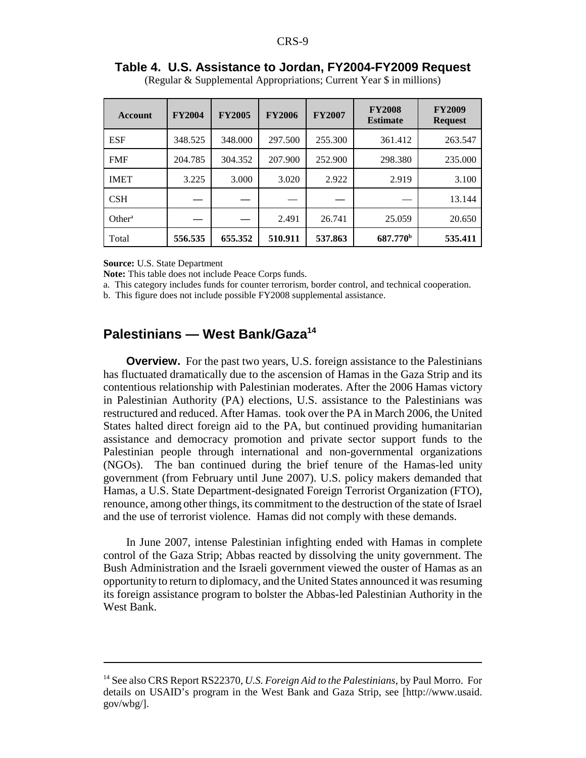**Table 4. U.S. Assistance to Jordan, FY2004-FY2009 Request**

(Regular & Supplemental Appropriations; Current Year $ in millions)

| Account | FY2004 | FY2005 | FY2006 | FY2007 | FY2008 Estimate | FY2009 Request |
|---|---|---|---|---|---|---|
| ESF | 348.525 | 348.000 | 297.500 | 255.300 | 361.412 | 263.547 |
| FMF | 204.785 | 304.352 | 207.900 | 252.900 | 298.380 | 235.000 |
| IMET | 3.225 | 3.000 | 3.020 | 2.922 | 2.919 | 3.100 |
| CSH | — | — | — | — | — | 13.144 |
| Other[a] | — | — | 2.491 | 26.741 | 25.059 | 20.650 |
| Total | **556.535** | **655.352** | **510.911** | **537.863** | **687.770[b]** | **535.411** |

**Source:** U.S. State Department

**Note:** This table does not include Peace Corps funds.

a. This category includes funds for counter terrorism, border control, and technical cooperation.

b. This figure does not include possible FY2008 supplemental assistance.

## Palestinians — West Bank/Gaza[14]

**Overview.** For the past two years, U.S. foreign assistance to the Palestinians has fluctuated dramatically due to the ascension of Hamas in the Gaza Strip and its contentious relationship with Palestinian moderates. After the 2006 Hamas victory in Palestinian Authority (PA) elections, U.S. assistance to the Palestinians was restructured and reduced. After Hamas. took over the PA in March 2006, the United States halted direct foreign aid to the PA, but continued providing humanitarian assistance and democracy promotion and private sector support funds to the Palestinian people through international and non-governmental organizations (NGOs). The ban continued during the brief tenure of the Hamas-led unity government (from February until June 2007). U.S. policy makers demanded that Hamas, a U.S. State Department-designated Foreign Terrorist Organization (FTO), renounce, among other things, its commitment to the destruction of the state of Israel and the use of terrorist violence. Hamas did not comply with these demands.

In June 2007, intense Palestinian infighting ended with Hamas in complete control of the Gaza Strip; Abbas reacted by dissolving the unity government. The Bush Administration and the Israeli government viewed the ouster of Hamas as an opportunity to return to diplomacy, and the United States announced it was resuming its foreign assistance program to bolster the Abbas-led Palestinian Authority in the West Bank.

[14] See also CRS Report RS22370, *U.S. Foreign Aid to the Palestinians*, by Paul Morro. For details on USAID's program in the West Bank and Gaza Strip, see [http://www.usaid.gov/wbg/].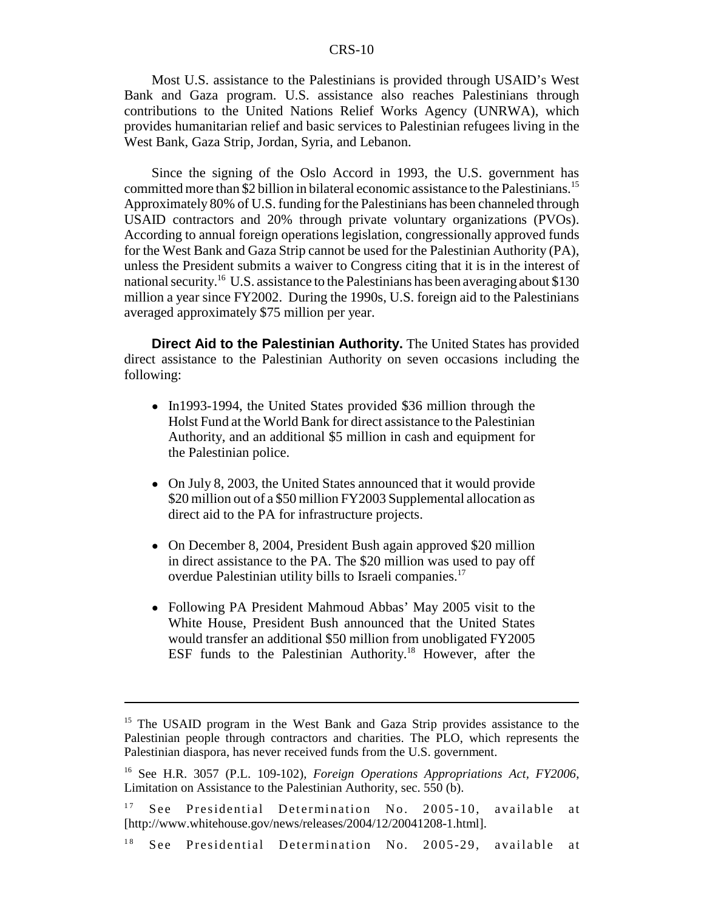Most U.S. assistance to the Palestinians is provided through USAID's West Bank and Gaza program. U.S. assistance also reaches Palestinians through contributions to the United Nations Relief Works Agency (UNRWA), which provides humanitarian relief and basic services to Palestinian refugees living in the West Bank, Gaza Strip, Jordan, Syria, and Lebanon.

Since the signing of the Oslo Accord in 1993, the U.S. government has committed more than $2 billion in bilateral economic assistance to the Palestinians.[15] Approximately 80% of U.S. funding for the Palestinians has been channeled through USAID contractors and 20% through private voluntary organizations (PVOs). According to annual foreign operations legislation, congressionally approved funds for the West Bank and Gaza Strip cannot be used for the Palestinian Authority (PA), unless the President submits a waiver to Congress citing that it is in the interest of national security.[16] U.S. assistance to the Palestinians has been averaging about $130 million a year since FY2002. During the 1990s, U.S. foreign aid to the Palestinians averaged approximately $75 million per year.

**Direct Aid to the Palestinian Authority.** The United States has provided direct assistance to the Palestinian Authority on seven occasions including the following:

- In1993-1994, the United States provided $36 million through the Holst Fund at the World Bank for direct assistance to the Palestinian Authority, and an additional $5 million in cash and equipment for the Palestinian police.

- On July 8, 2003, the United States announced that it would provide $20 million out of a $50 million FY2003 Supplemental allocation as direct aid to the PA for infrastructure projects.

- On December 8, 2004, President Bush again approved $20 million in direct assistance to the PA. The $20 million was used to pay off overdue Palestinian utility bills to Israeli companies.[17]

- Following PA President Mahmoud Abbas' May 2005 visit to the White House, President Bush announced that the United States would transfer an additional $50 million from unobligated FY2005 ESF funds to the Palestinian Authority.[18] However, after the

---

[15] The USAID program in the West Bank and Gaza Strip provides assistance to the Palestinian people through contractors and charities. The PLO, which represents the Palestinian diaspora, has never received funds from the U.S. government.

[16] See H.R. 3057 (P.L. 109-102), *Foreign Operations Appropriations Act, FY2006*, Limitation on Assistance to the Palestinian Authority, sec. 550 (b).

[17] See Presidential Determination No. 2005-10, available at [http://www.whitehouse.gov/news/releases/2004/12/20041208-1.html].

[18] See Presidential Determination No. 2005-29, available at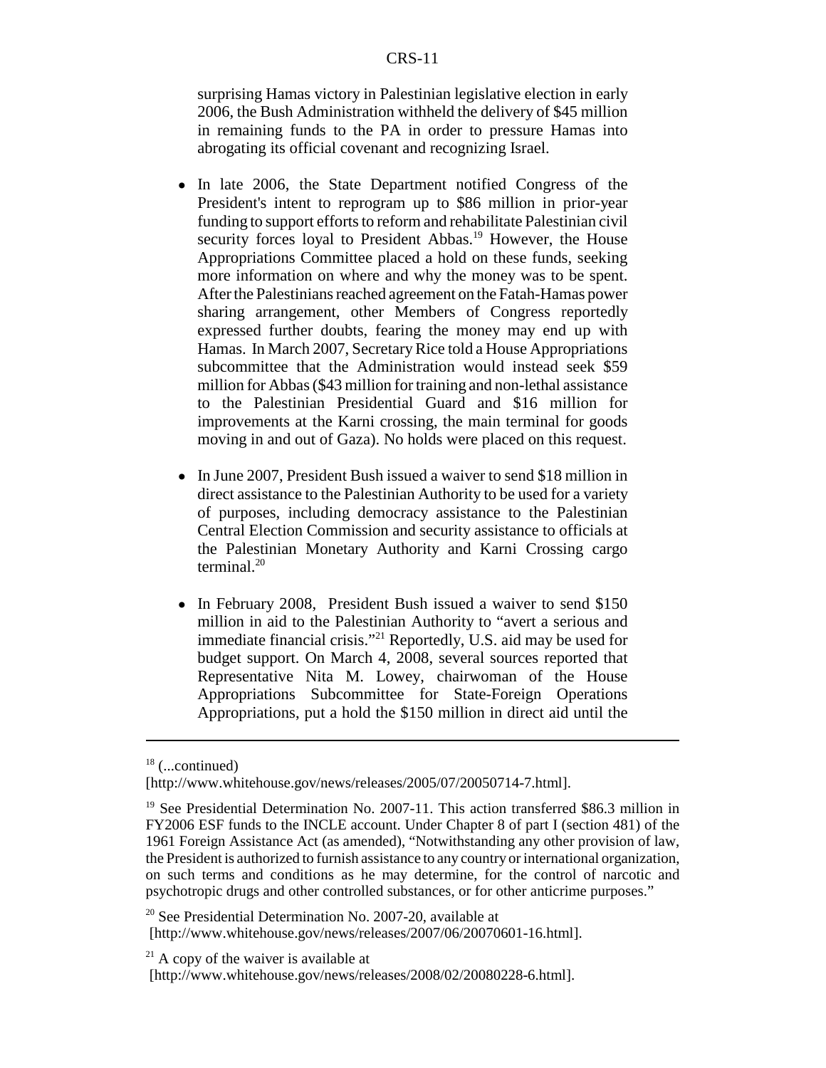surprising Hamas victory in Palestinian legislative election in early 2006, the Bush Administration withheld the delivery of $45 million in remaining funds to the PA in order to pressure Hamas into abrogating its official covenant and recognizing Israel.

- In late 2006, the State Department notified Congress of the President's intent to reprogram up to $86 million in prior-year funding to support efforts to reform and rehabilitate Palestinian civil security forces loyal to President Abbas.[19] However, the House Appropriations Committee placed a hold on these funds, seeking more information on where and why the money was to be spent. After the Palestinians reached agreement on the Fatah-Hamas power sharing arrangement, other Members of Congress reportedly expressed further doubts, fearing the money may end up with Hamas. In March 2007, Secretary Rice told a House Appropriations subcommittee that the Administration would instead seek $59 million for Abbas ($43 million for training and non-lethal assistance to the Palestinian Presidential Guard and $16 million for improvements at the Karni crossing, the main terminal for goods moving in and out of Gaza). No holds were placed on this request.

- In June 2007, President Bush issued a waiver to send $18 million in direct assistance to the Palestinian Authority to be used for a variety of purposes, including democracy assistance to the Palestinian Central Election Commission and security assistance to officials at the Palestinian Monetary Authority and Karni Crossing cargo terminal.[20]

- In February 2008, President Bush issued a waiver to send $150 million in aid to the Palestinian Authority to "avert a serious and immediate financial crisis."[21] Reportedly, U.S. aid may be used for budget support. On March 4, 2008, several sources reported that Representative Nita M. Lowey, chairwoman of the House Appropriations Subcommittee for State-Foreign Operations Appropriations, put a hold the $150 million in direct aid until the

---

[18] (...continued)
[http://www.whitehouse.gov/news/releases/2005/07/20050714-7.html].

[19] See Presidential Determination No. 2007-11. This action transferred $86.3 million in FY2006 ESF funds to the INCLE account. Under Chapter 8 of part I (section 481) of the 1961 Foreign Assistance Act (as amended), "Notwithstanding any other provision of law, the President is authorized to furnish assistance to any country or international organization, on such terms and conditions as he may determine, for the control of narcotic and psychotropic drugs and other controlled substances, or for other anticrime purposes."

[20] See Presidential Determination No. 2007-20, available at
[http://www.whitehouse.gov/news/releases/2007/06/20070601-16.html].

[21] A copy of the waiver is available at
[http://www.whitehouse.gov/news/releases/2008/02/20080228-6.html].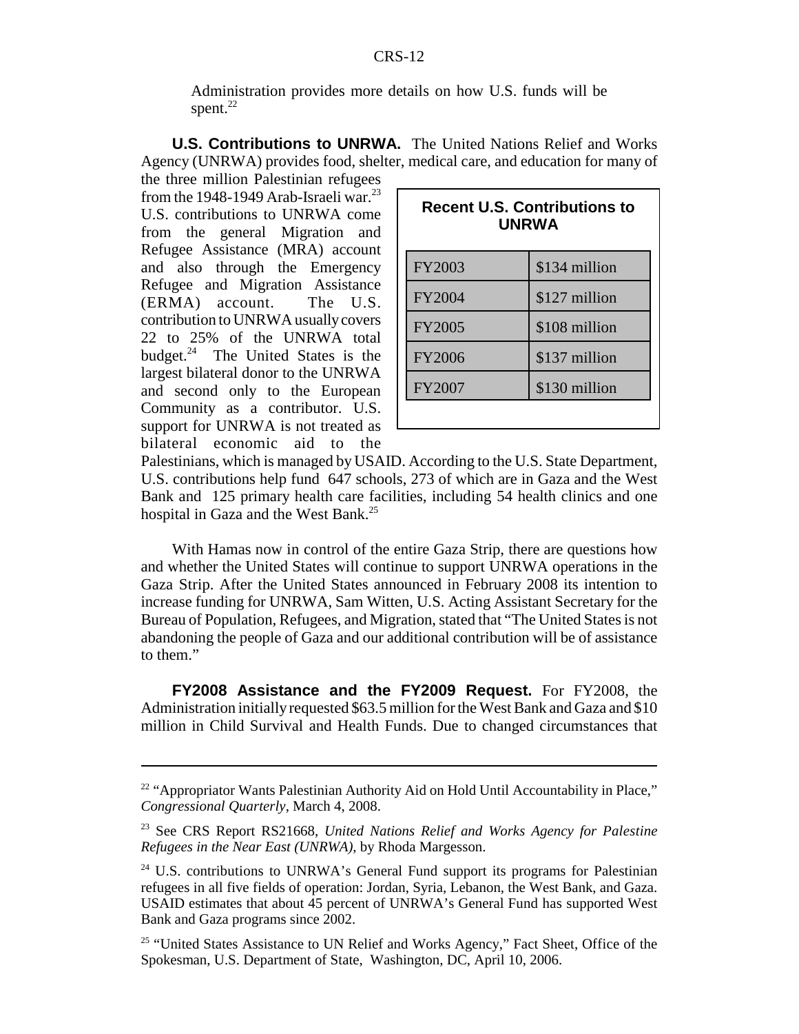Administration provides more details on how U.S. funds will be spent.[22]

**U.S. Contributions to UNRWA.** The United Nations Relief and Works Agency (UNRWA) provides food, shelter, medical care, and education for many of the three million Palestinian refugees from the 1948-1949 Arab-Israeli war.[23] U.S. contributions to UNRWA come from the general Migration and Refugee Assistance (MRA) account and also through the Emergency Refugee and Migration Assistance (ERMA) account. The U.S. contribution to UNRWA usually covers 22 to 25% of the UNRWA total budget.[24] The United States is the largest bilateral donor to the UNRWA and second only to the European Community as a contributor. U.S. support for UNRWA is not treated as bilateral economic aid to the Palestinians, which is managed by USAID. According to the U.S. State Department, U.S. contributions help fund 647 schools, 273 of which are in Gaza and the West Bank and 125 primary health care facilities, including 54 health clinics and one hospital in Gaza and the West Bank.[25]

**Recent U.S. Contributions to UNRWA**

| | |
|---|---|
| FY2003 | $134 million |
| FY2004 | $127 million |
| FY2005 | $108 million |
| FY2006 | $137 million |
| FY2007 | $130 million |

With Hamas now in control of the entire Gaza Strip, there are questions how and whether the United States will continue to support UNRWA operations in the Gaza Strip. After the United States announced in February 2008 its intention to increase funding for UNRWA, Sam Witten, U.S. Acting Assistant Secretary for the Bureau of Population, Refugees, and Migration, stated that "The United States is not abandoning the people of Gaza and our additional contribution will be of assistance to them."

**FY2008 Assistance and the FY2009 Request.** For FY2008, the Administration initially requested $63.5 million for the West Bank and Gaza and $10 million in Child Survival and Health Funds. Due to changed circumstances that

---

[22] "Appropriator Wants Palestinian Authority Aid on Hold Until Accountability in Place," *Congressional Quarterly*, March 4, 2008.

[23] See CRS Report RS21668, *United Nations Relief and Works Agency for Palestine Refugees in the Near East (UNRWA)*, by Rhoda Margesson.

[24] U.S. contributions to UNRWA's General Fund support its programs for Palestinian refugees in all five fields of operation: Jordan, Syria, Lebanon, the West Bank, and Gaza. USAID estimates that about 45 percent of UNRWA's General Fund has supported West Bank and Gaza programs since 2002.

[25] "United States Assistance to UN Relief and Works Agency," Fact Sheet, Office of the Spokesman, U.S. Department of State, Washington, DC, April 10, 2006.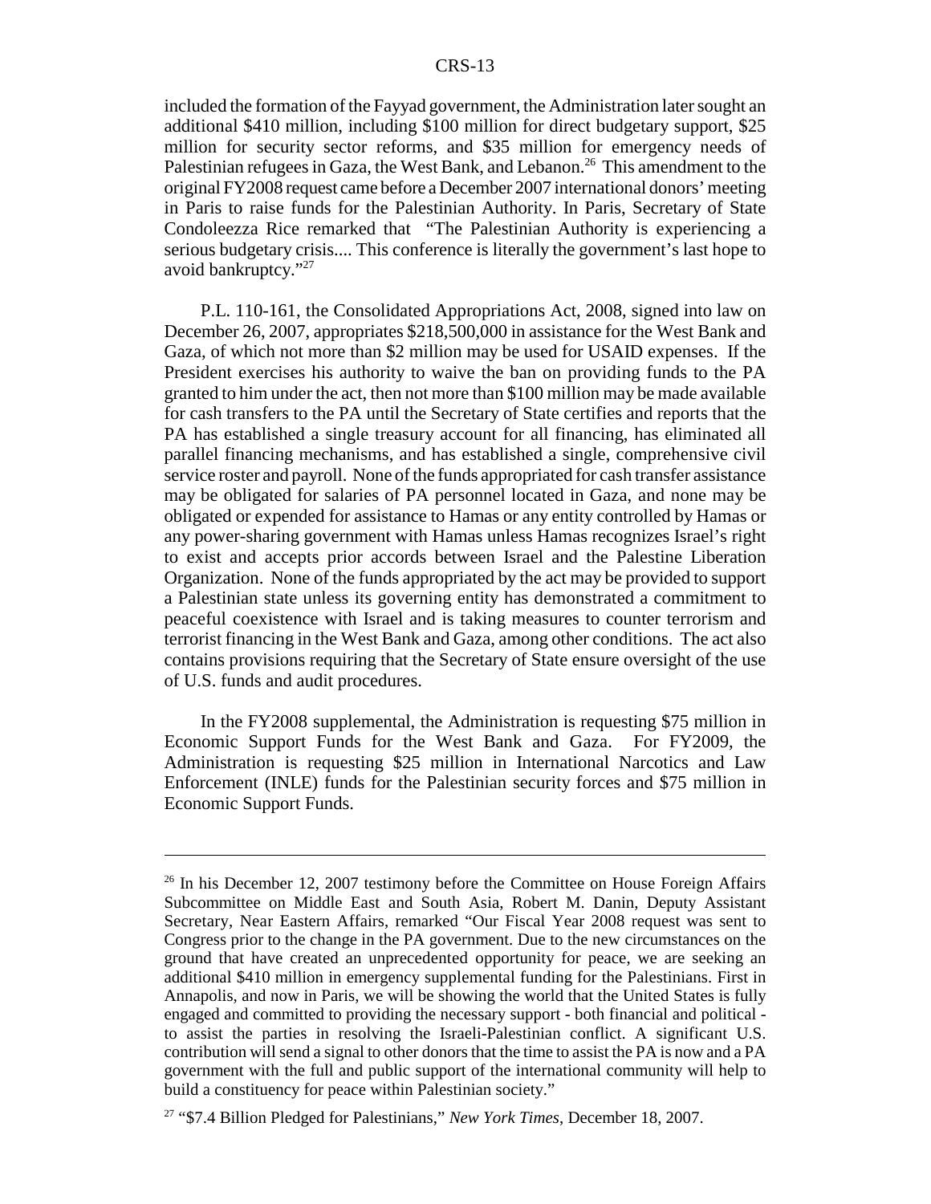included the formation of the Fayyad government, the Administration later sought an additional $410 million, including $100 million for direct budgetary support, $25 million for security sector reforms, and $35 million for emergency needs of Palestinian refugees in Gaza, the West Bank, and Lebanon.[26] This amendment to the original FY2008 request came before a December 2007 international donors' meeting in Paris to raise funds for the Palestinian Authority. In Paris, Secretary of State Condoleezza Rice remarked that "The Palestinian Authority is experiencing a serious budgetary crisis.... This conference is literally the government's last hope to avoid bankruptcy."[27]

P.L. 110-161, the Consolidated Appropriations Act, 2008, signed into law on December 26, 2007, appropriates $218,500,000 in assistance for the West Bank and Gaza, of which not more than $2 million may be used for USAID expenses. If the President exercises his authority to waive the ban on providing funds to the PA granted to him under the act, then not more than $100 million may be made available for cash transfers to the PA until the Secretary of State certifies and reports that the PA has established a single treasury account for all financing, has eliminated all parallel financing mechanisms, and has established a single, comprehensive civil service roster and payroll. None of the funds appropriated for cash transfer assistance may be obligated for salaries of PA personnel located in Gaza, and none may be obligated or expended for assistance to Hamas or any entity controlled by Hamas or any power-sharing government with Hamas unless Hamas recognizes Israel's right to exist and accepts prior accords between Israel and the Palestine Liberation Organization. None of the funds appropriated by the act may be provided to support a Palestinian state unless its governing entity has demonstrated a commitment to peaceful coexistence with Israel and is taking measures to counter terrorism and terrorist financing in the West Bank and Gaza, among other conditions. The act also contains provisions requiring that the Secretary of State ensure oversight of the use of U.S. funds and audit procedures.

In the FY2008 supplemental, the Administration is requesting $75 million in Economic Support Funds for the West Bank and Gaza. For FY2009, the Administration is requesting $25 million in International Narcotics and Law Enforcement (INLE) funds for the Palestinian security forces and $75 million in Economic Support Funds.

---

[26] In his December 12, 2007 testimony before the Committee on House Foreign Affairs Subcommittee on Middle East and South Asia, Robert M. Danin, Deputy Assistant Secretary, Near Eastern Affairs, remarked "Our Fiscal Year 2008 request was sent to Congress prior to the change in the PA government. Due to the new circumstances on the ground that have created an unprecedented opportunity for peace, we are seeking an additional $410 million in emergency supplemental funding for the Palestinians. First in Annapolis, and now in Paris, we will be showing the world that the United States is fully engaged and committed to providing the necessary support - both financial and political - to assist the parties in resolving the Israeli-Palestinian conflict. A significant U.S. contribution will send a signal to other donors that the time to assist the PA is now and a PA government with the full and public support of the international community will help to build a constituency for peace within Palestinian society."

[27] "$7.4 Billion Pledged for Palestinians," *New York Times*, December 18, 2007.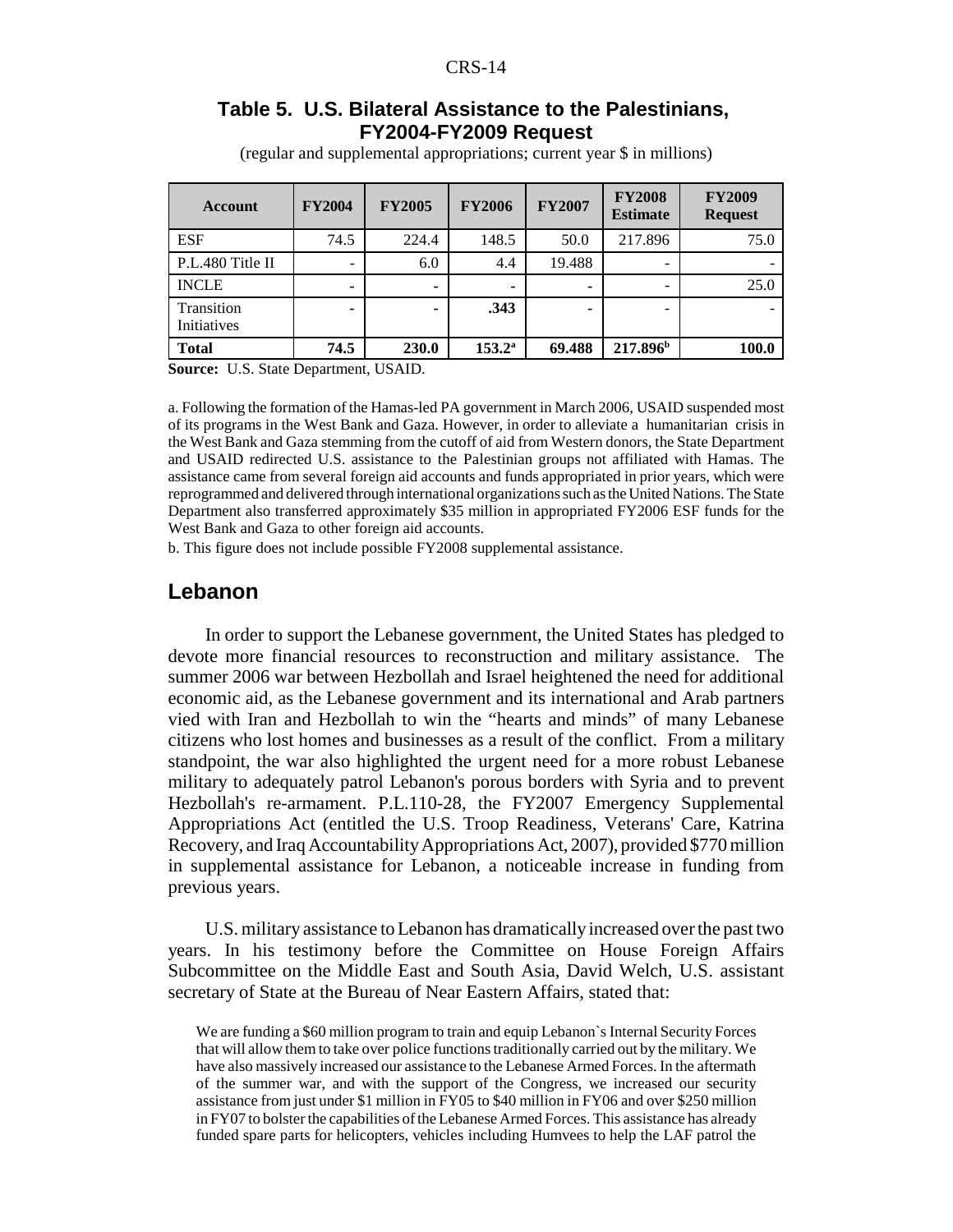### Table 5. U.S. Bilateral Assistance to the Palestinians, FY2004-FY2009 Request

(regular and supplemental appropriations; current year $ in millions)

| Account | FY2004 | FY2005 | FY2006 | FY2007 | FY2008 Estimate | FY2009 Request |
|---|---|---|---|---|---|---|
| ESF | 74.5 | 224.4 | 148.5 | 50.0 | 217.896 | 75.0 |
| P.L.480 Title II | - | 6.0 | 4.4 | 19.488 | - | - |
| INCLE | - | - | - | - | - | 25.0 |
| Transition Initiatives | - | - | **.343** | - | - | - |
| **Total** | **74.5** | **230.0** | **153.2**[a] | **69.488** | **217.896**[b] | **100.0** |

**Source:** U.S. State Department, USAID.

a. Following the formation of the Hamas-led PA government in March 2006, USAID suspended most of its programs in the West Bank and Gaza. However, in order to alleviate a humanitarian crisis in the West Bank and Gaza stemming from the cutoff of aid from Western donors, the State Department and USAID redirected U.S. assistance to the Palestinian groups not affiliated with Hamas. The assistance came from several foreign aid accounts and funds appropriated in prior years, which were reprogrammed and delivered through international organizations such as the United Nations. The State Department also transferred approximately $35 million in appropriated FY2006 ESF funds for the West Bank and Gaza to other foreign aid accounts.

b. This figure does not include possible FY2008 supplemental assistance.

## Lebanon

In order to support the Lebanese government, the United States has pledged to devote more financial resources to reconstruction and military assistance. The summer 2006 war between Hezbollah and Israel heightened the need for additional economic aid, as the Lebanese government and its international and Arab partners vied with Iran and Hezbollah to win the "hearts and minds" of many Lebanese citizens who lost homes and businesses as a result of the conflict. From a military standpoint, the war also highlighted the urgent need for a more robust Lebanese military to adequately patrol Lebanon's porous borders with Syria and to prevent Hezbollah's re-armament. P.L.110-28, the FY2007 Emergency Supplemental Appropriations Act (entitled the U.S. Troop Readiness, Veterans' Care, Katrina Recovery, and Iraq Accountability Appropriations Act, 2007), provided $770 million in supplemental assistance for Lebanon, a noticeable increase in funding from previous years.

U.S. military assistance to Lebanon has dramatically increased over the past two years. In his testimony before the Committee on House Foreign Affairs Subcommittee on the Middle East and South Asia, David Welch, U.S. assistant secretary of State at the Bureau of Near Eastern Affairs, stated that:

> We are funding a $60 million program to train and equip Lebanon`s Internal Security Forces that will allow them to take over police functions traditionally carried out by the military. We have also massively increased our assistance to the Lebanese Armed Forces. In the aftermath of the summer war, and with the support of the Congress, we increased our security assistance from just under $1 million in FY05 to $40 million in FY06 and over $250 million in FY07 to bolster the capabilities of the Lebanese Armed Forces. This assistance has already funded spare parts for helicopters, vehicles including Humvees to help the LAF patrol the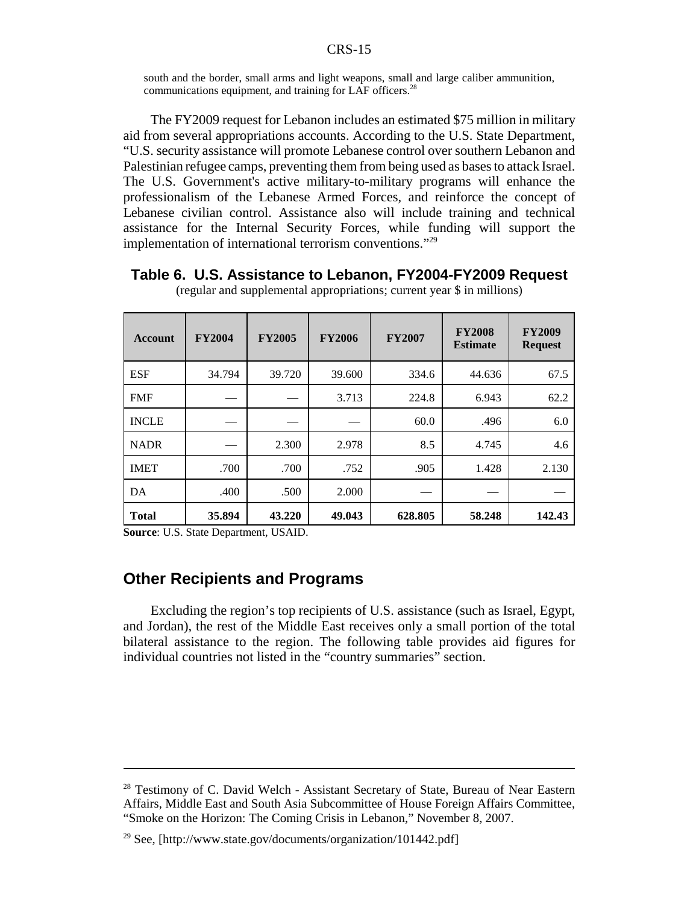south and the border, small arms and light weapons, small and large caliber ammunition, communications equipment, and training for LAF officers.[28]

The FY2009 request for Lebanon includes an estimated $75 million in military aid from several appropriations accounts. According to the U.S. State Department, "U.S. security assistance will promote Lebanese control over southern Lebanon and Palestinian refugee camps, preventing them from being used as bases to attack Israel. The U.S. Government's active military-to-military programs will enhance the professionalism of the Lebanese Armed Forces, and reinforce the concept of Lebanese civilian control. Assistance also will include training and technical assistance for the Internal Security Forces, while funding will support the implementation of international terrorism conventions."[29]

**Table 6. U.S. Assistance to Lebanon, FY2004-FY2009 Request**

(regular and supplemental appropriations; current year $ in millions)

| Account | FY2004 | FY2005 | FY2006 | FY2007 | FY2008 Estimate | FY2009 Request |
|---|---|---|---|---|---|---|
| ESF | 34.794 | 39.720 | 39.600 | 334.6 | 44.636 | 67.5 |
| FMF | — | — | 3.713 | 224.8 | 6.943 | 62.2 |
| INCLE | — | — | — | 60.0 | .496 | 6.0 |
| NADR | — | 2.300 | 2.978 | 8.5 | 4.745 | 4.6 |
| IMET | .700 | .700 | .752 | .905 | 1.428 | 2.130 |
| DA | .400 | .500 | 2.000 | — | — | — |
| **Total** | **35.894** | **43.220** | **49.043** | **628.805** | **58.248** | **142.43** |

**Source**: U.S. State Department, USAID.

## Other Recipients and Programs

Excluding the region's top recipients of U.S. assistance (such as Israel, Egypt, and Jordan), the rest of the Middle East receives only a small portion of the total bilateral assistance to the region. The following table provides aid figures for individual countries not listed in the "country summaries" section.

---

[28] Testimony of C. David Welch - Assistant Secretary of State, Bureau of Near Eastern Affairs, Middle East and South Asia Subcommittee of House Foreign Affairs Committee, "Smoke on the Horizon: The Coming Crisis in Lebanon," November 8, 2007.

[29] See, [http://www.state.gov/documents/organization/101442.pdf]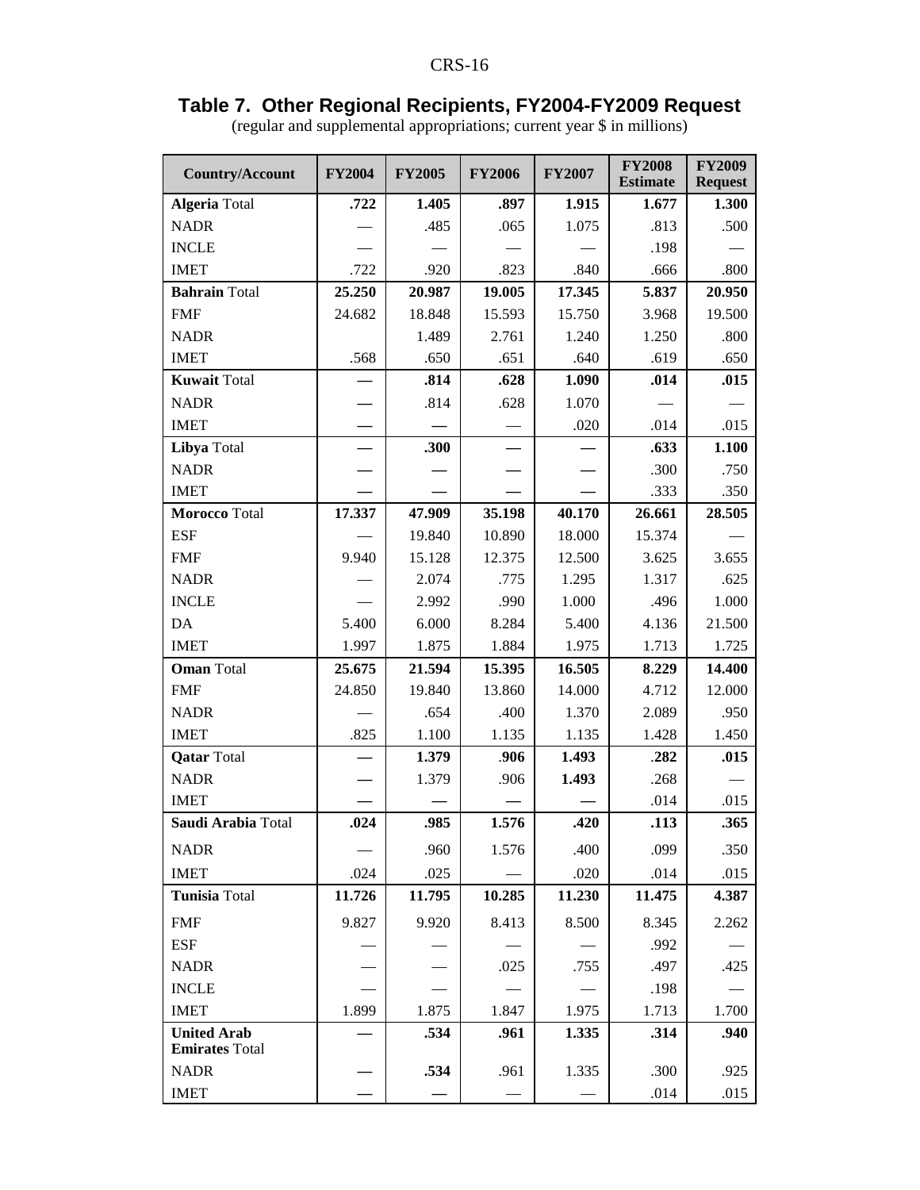## Table 7. Other Regional Recipients, FY2004-FY2009 Request

(regular and supplemental appropriations; current year $ in millions)

| Country/Account | FY2004 | FY2005 | FY2006 | FY2007 | FY2008 Estimate | FY2009 Request |
|---|---|---|---|---|---|---|
| **Algeria** Total | **.722** | **1.405** | **.897** | **1.915** | **1.677** | **1.300** |
| NADR | — | .485 | .065 | 1.075 | .813 | .500 |
| INCLE | — | — | — | — | .198 | — |
| IMET | .722 | .920 | .823 | .840 | .666 | .800 |
| **Bahrain** Total | **25.250** | **20.987** | **19.005** | **17.345** | **5.837** | **20.950** |
| FMF | 24.682 | 18.848 | 15.593 | 15.750 | 3.968 | 19.500 |
| NADR | | 1.489 | 2.761 | 1.240 | 1.250 | .800 |
| IMET | .568 | .650 | .651 | .640 | .619 | .650 |
| **Kuwait** Total | **—** | **.814** | **.628** | **1.090** | **.014** | **.015** |
| NADR | **—** | .814 | .628 | 1.070 | — | — |
| IMET | **—** | **—** | — | .020 | .014 | .015 |
| **Libya** Total | **—** | **.300** | **—** | **—** | **.633** | **1.100** |
| NADR | **—** | **—** | **—** | **—** | .300 | .750 |
| IMET | **—** | **—** | **—** | **—** | .333 | .350 |
| **Morocco** Total | **17.337** | **47.909** | **35.198** | **40.170** | **26.661** | **28.505** |
| ESF | — | 19.840 | 10.890 | 18.000 | 15.374 | — |
| FMF | 9.940 | 15.128 | 12.375 | 12.500 | 3.625 | 3.655 |
| NADR | — | 2.074 | .775 | 1.295 | 1.317 | .625 |
| INCLE | — | 2.992 | .990 | 1.000 | .496 | 1.000 |
| DA | 5.400 | 6.000 | 8.284 | 5.400 | 4.136 | 21.500 |
| IMET | 1.997 | 1.875 | 1.884 | 1.975 | 1.713 | 1.725 |
| **Oman** Total | **25.675** | **21.594** | **15.395** | **16.505** | **8.229** | **14.400** |
| FMF | 24.850 | 19.840 | 13.860 | 14.000 | 4.712 | 12.000 |
| NADR | — | .654 | .400 | 1.370 | 2.089 | .950 |
| IMET | .825 | 1.100 | 1.135 | 1.135 | 1.428 | 1.450 |
| **Qatar** Total | **—** | **1.379** | **.906** | **1.493** | **.282** | **.015** |
| NADR | **—** | 1.379 | .906 | **1.493** | .268 | — |
| IMET | **—** | **—** | **—** | **—** | .014 | .015 |
| **Saudi Arabia** Total | **.024** | **.985** | **1.576** | **.420** | **.113** | **.365** |
| NADR | — | .960 | 1.576 | .400 | .099 | .350 |
| IMET | .024 | .025 | — | .020 | .014 | .015 |
| **Tunisia** Total | **11.726** | **11.795** | **10.285** | **11.230** | **11.475** | **4.387** |
| FMF | 9.827 | 9.920 | 8.413 | 8.500 | 8.345 | 2.262 |
| ESF | — | — | — | — | .992 | — |
| NADR | — | — | .025 | .755 | .497 | .425 |
| INCLE | — | — | — | — | .198 | — |
| IMET | 1.899 | 1.875 | 1.847 | 1.975 | 1.713 | 1.700 |
| **United Arab Emirates** Total | **—** | **.534** | **.961** | **1.335** | **.314** | **.940** |
| NADR | **—** | **.534** | .961 | 1.335 | .300 | .925 |
| IMET | **—** | **—** | — | — | .014 | .015 |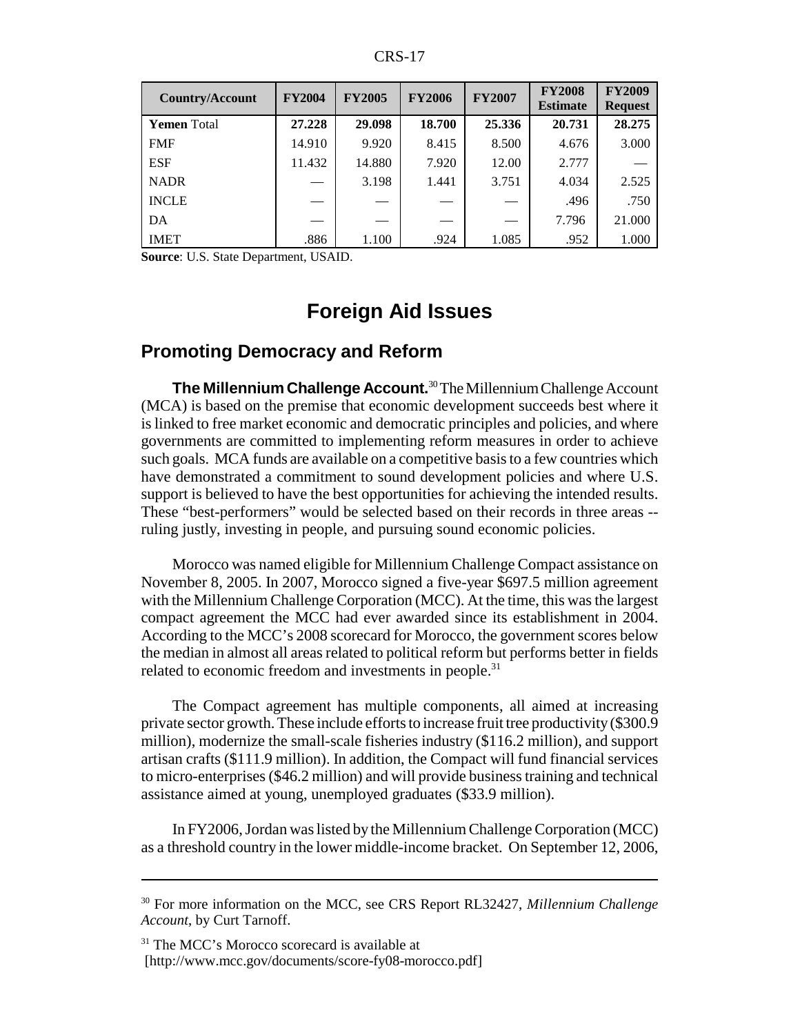| Country/Account | FY2004 | FY2005 | FY2006 | FY2007 | FY2008 Estimate | FY2009 Request |
|---|---|---|---|---|---|---|
| **Yemen** Total | **27.228** | **29.098** | **18.700** | **25.336** | **20.731** | **28.275** |
| FMF | 14.910 | 9.920 | 8.415 | 8.500 | 4.676 | 3.000 |
| ESF | 11.432 | 14.880 | 7.920 | 12.00 | 2.777 | — |
| NADR | — | 3.198 | 1.441 | 3.751 | 4.034 | 2.525 |
| INCLE | — | — | — | — | .496 | .750 |
| DA | — | — | — | — | 7.796 | 21.000 |
| IMET | .886 | 1.100 | .924 | 1.085 | .952 | 1.000 |

**Source**: U.S. State Department, USAID.

# Foreign Aid Issues

## Promoting Democracy and Reform

**The Millennium Challenge Account.**[30] The Millennium Challenge Account (MCA) is based on the premise that economic development succeeds best where it is linked to free market economic and democratic principles and policies, and where governments are committed to implementing reform measures in order to achieve such goals. MCA funds are available on a competitive basis to a few countries which have demonstrated a commitment to sound development policies and where U.S. support is believed to have the best opportunities for achieving the intended results. These "best-performers" would be selected based on their records in three areas -- ruling justly, investing in people, and pursuing sound economic policies.

Morocco was named eligible for Millennium Challenge Compact assistance on November 8, 2005. In 2007, Morocco signed a five-year $697.5 million agreement with the Millennium Challenge Corporation (MCC). At the time, this was the largest compact agreement the MCC had ever awarded since its establishment in 2004. According to the MCC's 2008 scorecard for Morocco, the government scores below the median in almost all areas related to political reform but performs better in fields related to economic freedom and investments in people.[31]

The Compact agreement has multiple components, all aimed at increasing private sector growth. These include efforts to increase fruit tree productivity ($300.9 million), modernize the small-scale fisheries industry ($116.2 million), and support artisan crafts ($111.9 million). In addition, the Compact will fund financial services to micro-enterprises ($46.2 million) and will provide business training and technical assistance aimed at young, unemployed graduates ($33.9 million).

In FY2006, Jordan was listed by the Millennium Challenge Corporation (MCC) as a threshold country in the lower middle-income bracket. On September 12, 2006,

---

[30] For more information on the MCC, see CRS Report RL32427, *Millennium Challenge Account*, by Curt Tarnoff.

[31] The MCC's Morocco scorecard is available at [http://www.mcc.gov/documents/score-fy08-morocco.pdf]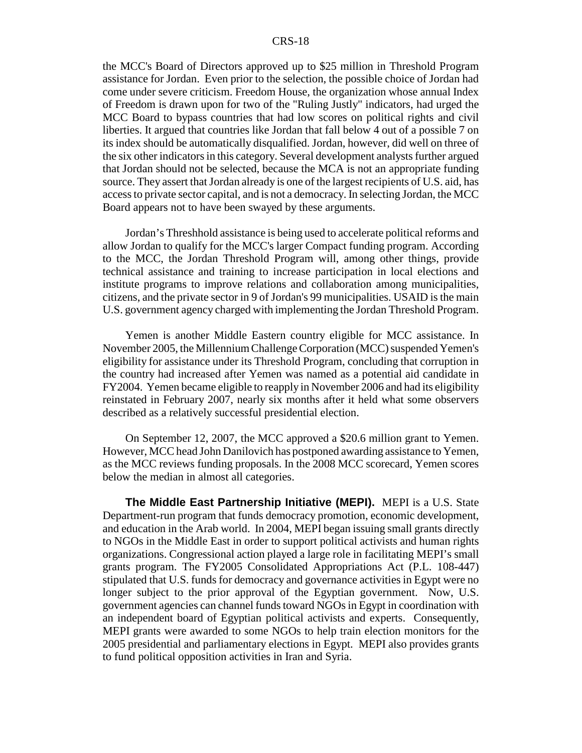the MCC's Board of Directors approved up to $25 million in Threshold Program assistance for Jordan. Even prior to the selection, the possible choice of Jordan had come under severe criticism. Freedom House, the organization whose annual Index of Freedom is drawn upon for two of the "Ruling Justly" indicators, had urged the MCC Board to bypass countries that had low scores on political rights and civil liberties. It argued that countries like Jordan that fall below 4 out of a possible 7 on its index should be automatically disqualified. Jordan, however, did well on three of the six other indicators in this category. Several development analysts further argued that Jordan should not be selected, because the MCA is not an appropriate funding source. They assert that Jordan already is one of the largest recipients of U.S. aid, has access to private sector capital, and is not a democracy. In selecting Jordan, the MCC Board appears not to have been swayed by these arguments.

Jordan's Threshhold assistance is being used to accelerate political reforms and allow Jordan to qualify for the MCC's larger Compact funding program. According to the MCC, the Jordan Threshold Program will, among other things, provide technical assistance and training to increase participation in local elections and institute programs to improve relations and collaboration among municipalities, citizens, and the private sector in 9 of Jordan's 99 municipalities. USAID is the main U.S. government agency charged with implementing the Jordan Threshold Program.

Yemen is another Middle Eastern country eligible for MCC assistance. In November 2005, the Millennium Challenge Corporation (MCC) suspended Yemen's eligibility for assistance under its Threshold Program, concluding that corruption in the country had increased after Yemen was named as a potential aid candidate in FY2004. Yemen became eligible to reapply in November 2006 and had its eligibility reinstated in February 2007, nearly six months after it held what some observers described as a relatively successful presidential election.

On September 12, 2007, the MCC approved a $20.6 million grant to Yemen. However, MCC head John Danilovich has postponed awarding assistance to Yemen, as the MCC reviews funding proposals. In the 2008 MCC scorecard, Yemen scores below the median in almost all categories.

**The Middle East Partnership Initiative (MEPI).** MEPI is a U.S. State Department-run program that funds democracy promotion, economic development, and education in the Arab world. In 2004, MEPI began issuing small grants directly to NGOs in the Middle East in order to support political activists and human rights organizations. Congressional action played a large role in facilitating MEPI's small grants program. The FY2005 Consolidated Appropriations Act (P.L. 108-447) stipulated that U.S. funds for democracy and governance activities in Egypt were no longer subject to the prior approval of the Egyptian government. Now, U.S. government agencies can channel funds toward NGOs in Egypt in coordination with an independent board of Egyptian political activists and experts. Consequently, MEPI grants were awarded to some NGOs to help train election monitors for the 2005 presidential and parliamentary elections in Egypt. MEPI also provides grants to fund political opposition activities in Iran and Syria.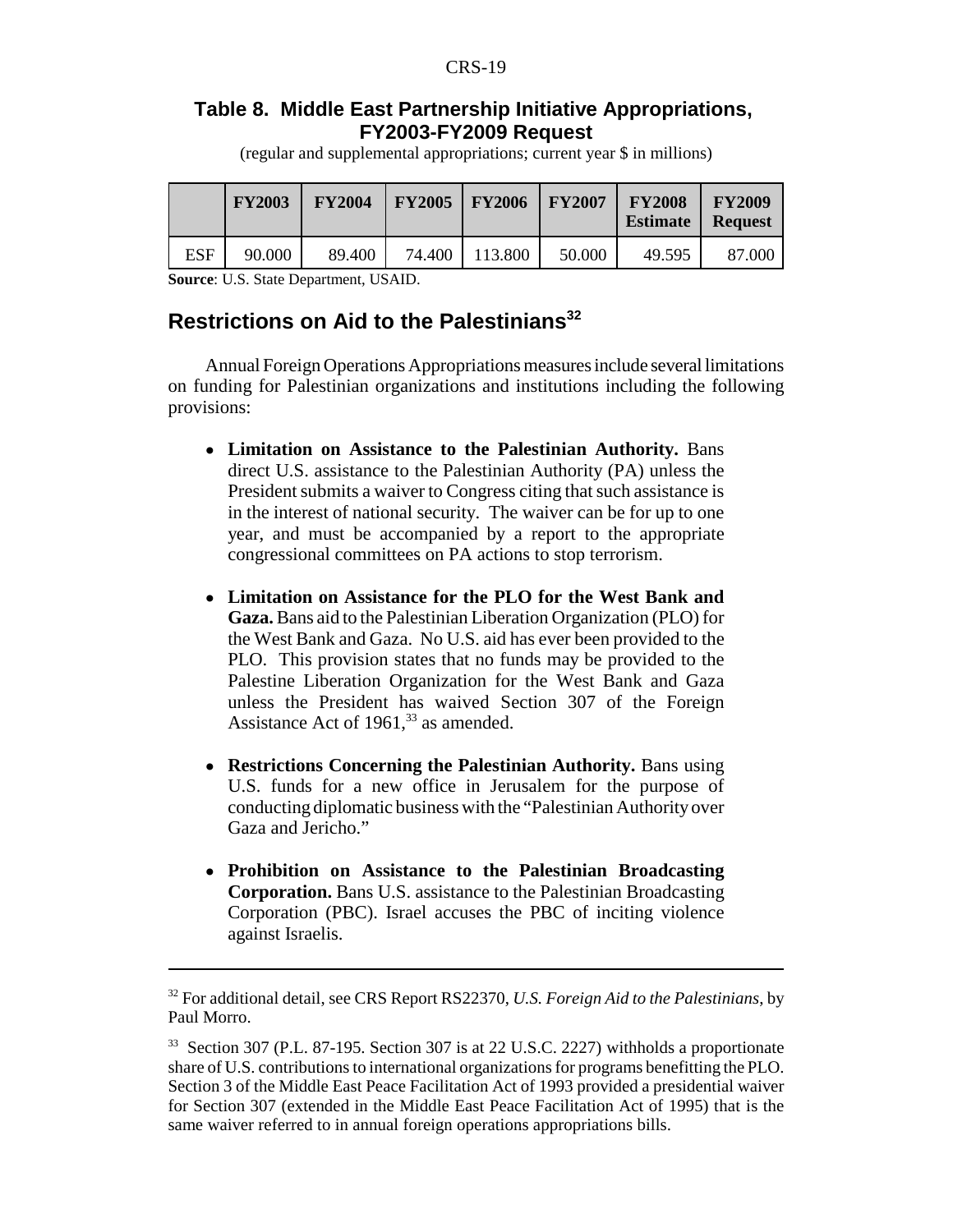## Table 8. Middle East Partnership Initiative Appropriations, FY2003-FY2009 Request

(regular and supplemental appropriations; current year $ in millions)

| | FY2003 | FY2004 | FY2005 | FY2006 | FY2007 | FY2008 Estimate | FY2009 Request |
|---|---|---|---|---|---|---|---|
| ESF | 90.000 | 89.400 | 74.400 | 113.800 | 50.000 | 49.595 | 87.000 |

**Source**: U.S. State Department, USAID.

## Restrictions on Aid to the Palestinians[32]

Annual Foreign Operations Appropriations measures include several limitations on funding for Palestinian organizations and institutions including the following provisions:

- **Limitation on Assistance to the Palestinian Authority.** Bans direct U.S. assistance to the Palestinian Authority (PA) unless the President submits a waiver to Congress citing that such assistance is in the interest of national security. The waiver can be for up to one year, and must be accompanied by a report to the appropriate congressional committees on PA actions to stop terrorism.

- **Limitation on Assistance for the PLO for the West Bank and Gaza.** Bans aid to the Palestinian Liberation Organization (PLO) for the West Bank and Gaza. No U.S. aid has ever been provided to the PLO. This provision states that no funds may be provided to the Palestine Liberation Organization for the West Bank and Gaza unless the President has waived Section 307 of the Foreign Assistance Act of 1961,[33] as amended.

- **Restrictions Concerning the Palestinian Authority.** Bans using U.S. funds for a new office in Jerusalem for the purpose of conducting diplomatic business with the "Palestinian Authority over Gaza and Jericho."

- **Prohibition on Assistance to the Palestinian Broadcasting Corporation.** Bans U.S. assistance to the Palestinian Broadcasting Corporation (PBC). Israel accuses the PBC of inciting violence against Israelis.

---

[32] For additional detail, see CRS Report RS22370, *U.S. Foreign Aid to the Palestinians*, by Paul Morro.

[33] Section 307 (P.L. 87-195. Section 307 is at 22 U.S.C. 2227) withholds a proportionate share of U.S. contributions to international organizations for programs benefitting the PLO. Section 3 of the Middle East Peace Facilitation Act of 1993 provided a presidential waiver for Section 307 (extended in the Middle East Peace Facilitation Act of 1995) that is the same waiver referred to in annual foreign operations appropriations bills.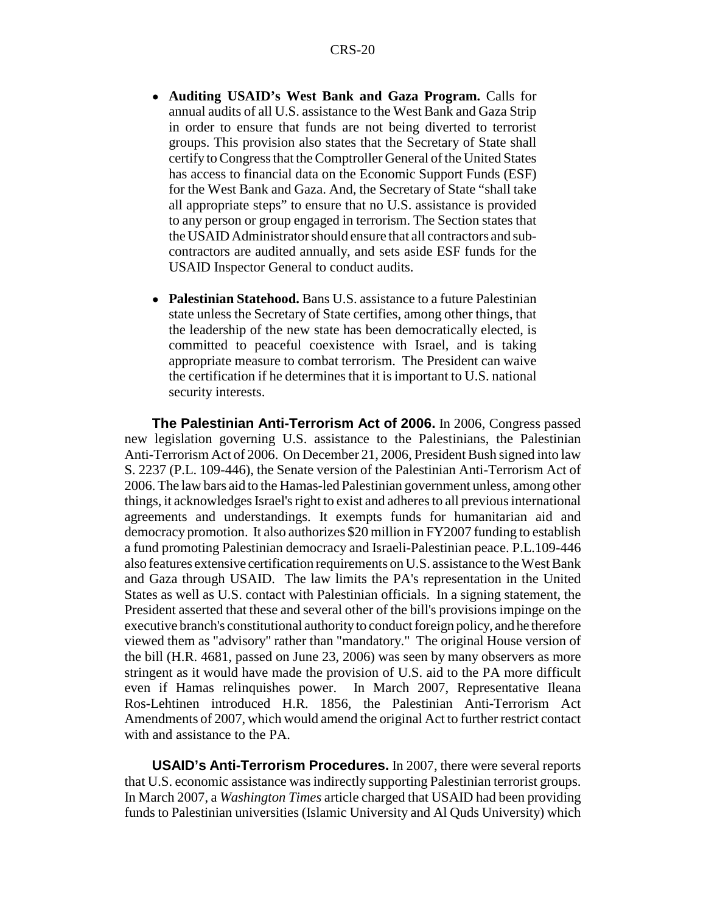- **Auditing USAID's West Bank and Gaza Program.** Calls for annual audits of all U.S. assistance to the West Bank and Gaza Strip in order to ensure that funds are not being diverted to terrorist groups. This provision also states that the Secretary of State shall certify to Congress that the Comptroller General of the United States has access to financial data on the Economic Support Funds (ESF) for the West Bank and Gaza. And, the Secretary of State "shall take all appropriate steps" to ensure that no U.S. assistance is provided to any person or group engaged in terrorism. The Section states that the USAID Administrator should ensure that all contractors and sub-contractors are audited annually, and sets aside ESF funds for the USAID Inspector General to conduct audits.

- **Palestinian Statehood.** Bans U.S. assistance to a future Palestinian state unless the Secretary of State certifies, among other things, that the leadership of the new state has been democratically elected, is committed to peaceful coexistence with Israel, and is taking appropriate measure to combat terrorism. The President can waive the certification if he determines that it is important to U.S. national security interests.

**The Palestinian Anti-Terrorism Act of 2006.** In 2006, Congress passed new legislation governing U.S. assistance to the Palestinians, the Palestinian Anti-Terrorism Act of 2006. On December 21, 2006, President Bush signed into law S. 2237 (P.L. 109-446), the Senate version of the Palestinian Anti-Terrorism Act of 2006. The law bars aid to the Hamas-led Palestinian government unless, among other things, it acknowledges Israel's right to exist and adheres to all previous international agreements and understandings. It exempts funds for humanitarian aid and democracy promotion. It also authorizes $20 million in FY2007 funding to establish a fund promoting Palestinian democracy and Israeli-Palestinian peace. P.L.109-446 also features extensive certification requirements on U.S. assistance to the West Bank and Gaza through USAID. The law limits the PA's representation in the United States as well as U.S. contact with Palestinian officials. In a signing statement, the President asserted that these and several other of the bill's provisions impinge on the executive branch's constitutional authority to conduct foreign policy, and he therefore viewed them as "advisory" rather than "mandatory." The original House version of the bill (H.R. 4681, passed on June 23, 2006) was seen by many observers as more stringent as it would have made the provision of U.S. aid to the PA more difficult even if Hamas relinquishes power. In March 2007, Representative Ileana Ros-Lehtinen introduced H.R. 1856, the Palestinian Anti-Terrorism Act Amendments of 2007, which would amend the original Act to further restrict contact with and assistance to the PA.

**USAID's Anti-Terrorism Procedures.** In 2007, there were several reports that U.S. economic assistance was indirectly supporting Palestinian terrorist groups. In March 2007, a *Washington Times* article charged that USAID had been providing funds to Palestinian universities (Islamic University and Al Quds University) which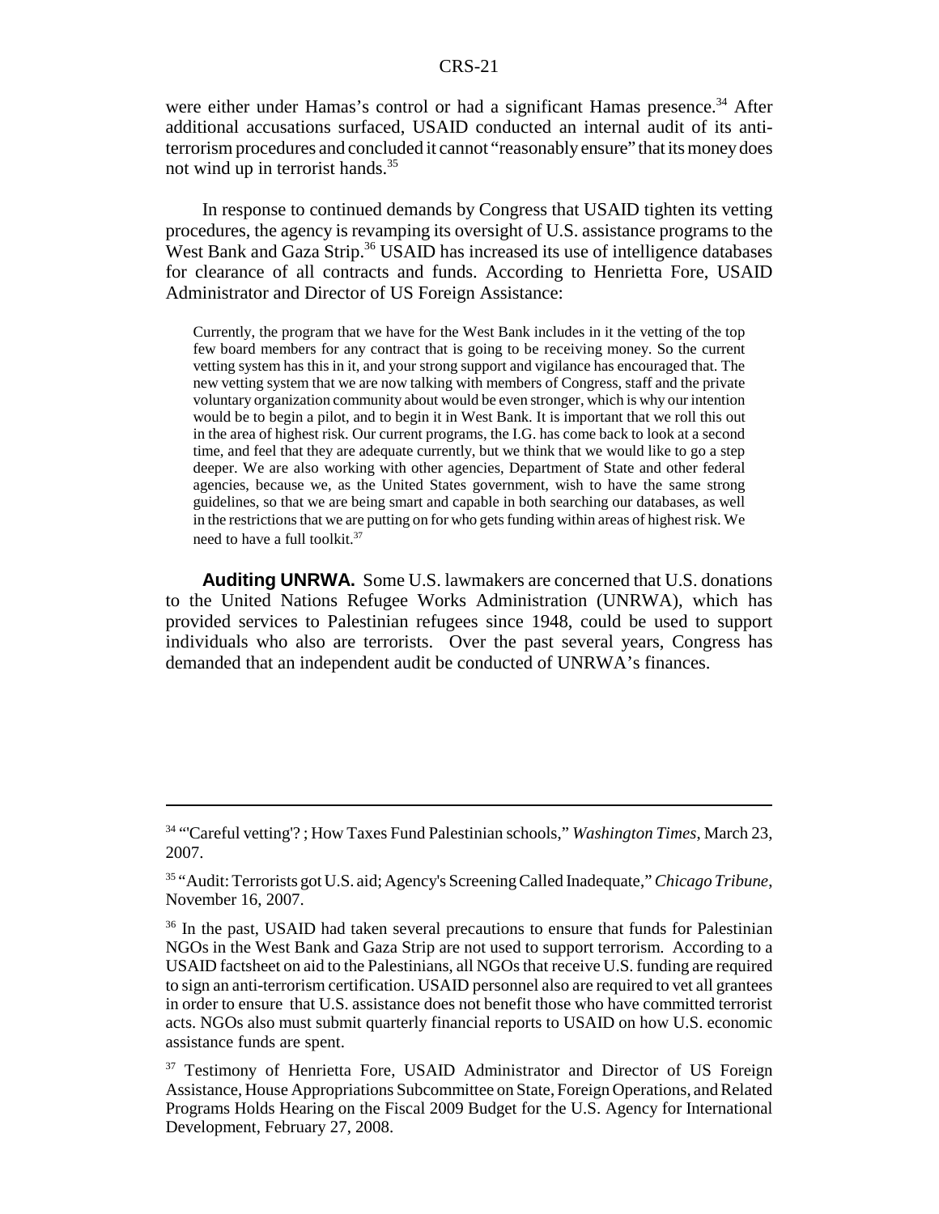were either under Hamas's control or had a significant Hamas presence.[34] After additional accusations surfaced, USAID conducted an internal audit of its anti-terrorism procedures and concluded it cannot "reasonably ensure" that its money does not wind up in terrorist hands.[35]

In response to continued demands by Congress that USAID tighten its vetting procedures, the agency is revamping its oversight of U.S. assistance programs to the West Bank and Gaza Strip.[36] USAID has increased its use of intelligence databases for clearance of all contracts and funds. According to Henrietta Fore, USAID Administrator and Director of US Foreign Assistance:

> Currently, the program that we have for the West Bank includes in it the vetting of the top few board members for any contract that is going to be receiving money. So the current vetting system has this in it, and your strong support and vigilance has encouraged that. The new vetting system that we are now talking with members of Congress, staff and the private voluntary organization community about would be even stronger, which is why our intention would be to begin a pilot, and to begin it in West Bank. It is important that we roll this out in the area of highest risk. Our current programs, the I.G. has come back to look at a second time, and feel that they are adequate currently, but we think that we would like to go a step deeper. We are also working with other agencies, Department of State and other federal agencies, because we, as the United States government, wish to have the same strong guidelines, so that we are being smart and capable in both searching our databases, as well in the restrictions that we are putting on for who gets funding within areas of highest risk. We need to have a full toolkit.[37]

**Auditing UNRWA.** Some U.S. lawmakers are concerned that U.S. donations to the United Nations Refugee Works Administration (UNRWA), which has provided services to Palestinian refugees since 1948, could be used to support individuals who also are terrorists. Over the past several years, Congress has demanded that an independent audit be conducted of UNRWA's finances.

---

[34] "'Careful vetting'? ; How Taxes Fund Palestinian schools," *Washington Times*, March 23, 2007.

[35] "Audit: Terrorists got U.S. aid; Agency's Screening Called Inadequate," *Chicago Tribune*, November 16, 2007.

[36] In the past, USAID had taken several precautions to ensure that funds for Palestinian NGOs in the West Bank and Gaza Strip are not used to support terrorism. According to a USAID factsheet on aid to the Palestinians, all NGOs that receive U.S. funding are required to sign an anti-terrorism certification. USAID personnel also are required to vet all grantees in order to ensure that U.S. assistance does not benefit those who have committed terrorist acts. NGOs also must submit quarterly financial reports to USAID on how U.S. economic assistance funds are spent.

[37] Testimony of Henrietta Fore, USAID Administrator and Director of US Foreign Assistance, House Appropriations Subcommittee on State, Foreign Operations, and Related Programs Holds Hearing on the Fiscal 2009 Budget for the U.S. Agency for International Development, February 27, 2008.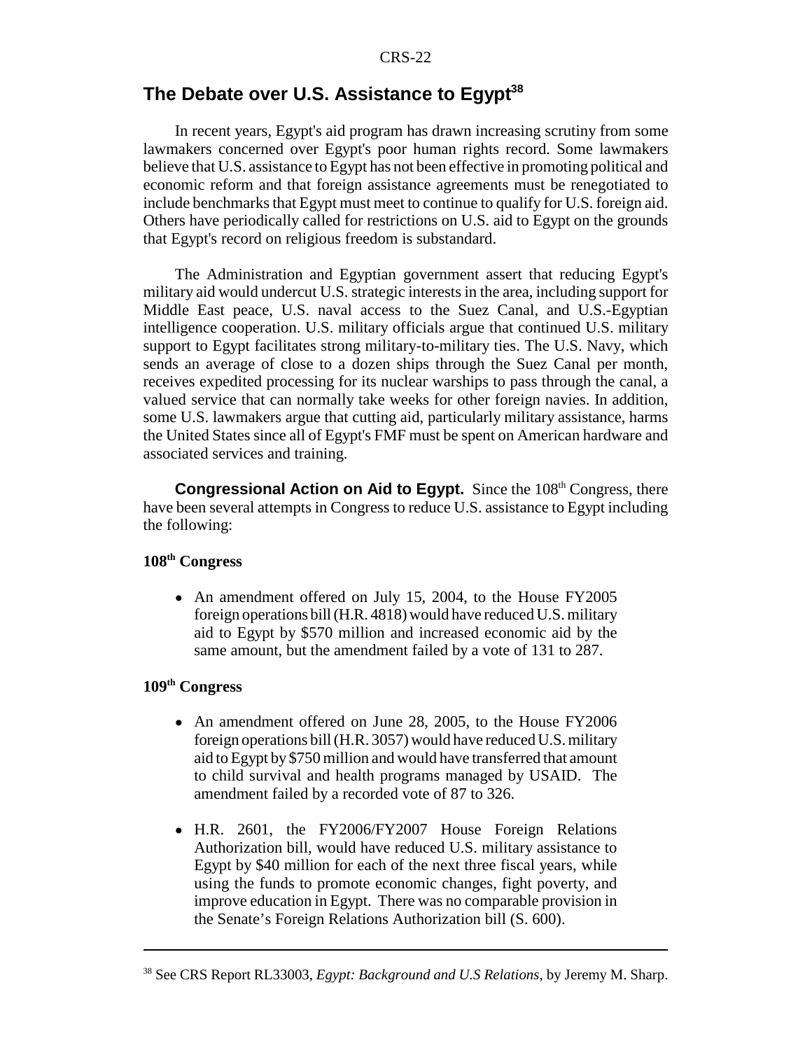## The Debate over U.S. Assistance to Egypt[38]

In recent years, Egypt's aid program has drawn increasing scrutiny from some lawmakers concerned over Egypt's poor human rights record. Some lawmakers believe that U.S. assistance to Egypt has not been effective in promoting political and economic reform and that foreign assistance agreements must be renegotiated to include benchmarks that Egypt must meet to continue to qualify for U.S. foreign aid. Others have periodically called for restrictions on U.S. aid to Egypt on the grounds that Egypt's record on religious freedom is substandard.

The Administration and Egyptian government assert that reducing Egypt's military aid would undercut U.S. strategic interests in the area, including support for Middle East peace, U.S. naval access to the Suez Canal, and U.S.-Egyptian intelligence cooperation. U.S. military officials argue that continued U.S. military support to Egypt facilitates strong military-to-military ties. The U.S. Navy, which sends an average of close to a dozen ships through the Suez Canal per month, receives expedited processing for its nuclear warships to pass through the canal, a valued service that can normally take weeks for other foreign navies. In addition, some U.S. lawmakers argue that cutting aid, particularly military assistance, harms the United States since all of Egypt's FMF must be spent on American hardware and associated services and training.

**Congressional Action on Aid to Egypt.** Since the 108th Congress, there have been several attempts in Congress to reduce U.S. assistance to Egypt including the following:

**108th Congress**

- An amendment offered on July 15, 2004, to the House FY2005 foreign operations bill (H.R. 4818) would have reduced U.S. military aid to Egypt by $570 million and increased economic aid by the same amount, but the amendment failed by a vote of 131 to 287.

**109th Congress**

- An amendment offered on June 28, 2005, to the House FY2006 foreign operations bill (H.R. 3057) would have reduced U.S. military aid to Egypt by $750 million and would have transferred that amount to child survival and health programs managed by USAID. The amendment failed by a recorded vote of 87 to 326.
- H.R. 2601, the FY2006/FY2007 House Foreign Relations Authorization bill, would have reduced U.S. military assistance to Egypt by $40 million for each of the next three fiscal years, while using the funds to promote economic changes, fight poverty, and improve education in Egypt. There was no comparable provision in the Senate's Foreign Relations Authorization bill (S. 600).

---

[38] See CRS Report RL33003, *Egypt: Background and U.S Relations*, by Jeremy M. Sharp.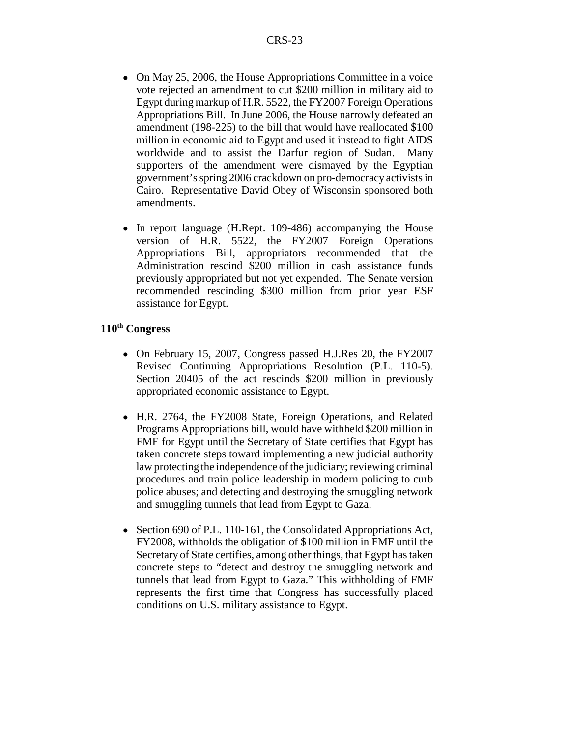- On May 25, 2006, the House Appropriations Committee in a voice vote rejected an amendment to cut $200 million in military aid to Egypt during markup of H.R. 5522, the FY2007 Foreign Operations Appropriations Bill. In June 2006, the House narrowly defeated an amendment (198-225) to the bill that would have reallocated $100 million in economic aid to Egypt and used it instead to fight AIDS worldwide and to assist the Darfur region of Sudan. Many supporters of the amendment were dismayed by the Egyptian government's spring 2006 crackdown on pro-democracy activists in Cairo. Representative David Obey of Wisconsin sponsored both amendments.

- In report language (H.Rept. 109-486) accompanying the House version of H.R. 5522, the FY2007 Foreign Operations Appropriations Bill, appropriators recommended that the Administration rescind $200 million in cash assistance funds previously appropriated but not yet expended. The Senate version recommended rescinding $300 million from prior year ESF assistance for Egypt.

### 110th Congress

- On February 15, 2007, Congress passed H.J.Res 20, the FY2007 Revised Continuing Appropriations Resolution (P.L. 110-5). Section 20405 of the act rescinds $200 million in previously appropriated economic assistance to Egypt.

- H.R. 2764, the FY2008 State, Foreign Operations, and Related Programs Appropriations bill, would have withheld $200 million in FMF for Egypt until the Secretary of State certifies that Egypt has taken concrete steps toward implementing a new judicial authority law protecting the independence of the judiciary; reviewing criminal procedures and train police leadership in modern policing to curb police abuses; and detecting and destroying the smuggling network and smuggling tunnels that lead from Egypt to Gaza.

- Section 690 of P.L. 110-161, the Consolidated Appropriations Act, FY2008, withholds the obligation of $100 million in FMF until the Secretary of State certifies, among other things, that Egypt has taken concrete steps to "detect and destroy the smuggling network and tunnels that lead from Egypt to Gaza." This withholding of FMF represents the first time that Congress has successfully placed conditions on U.S. military assistance to Egypt.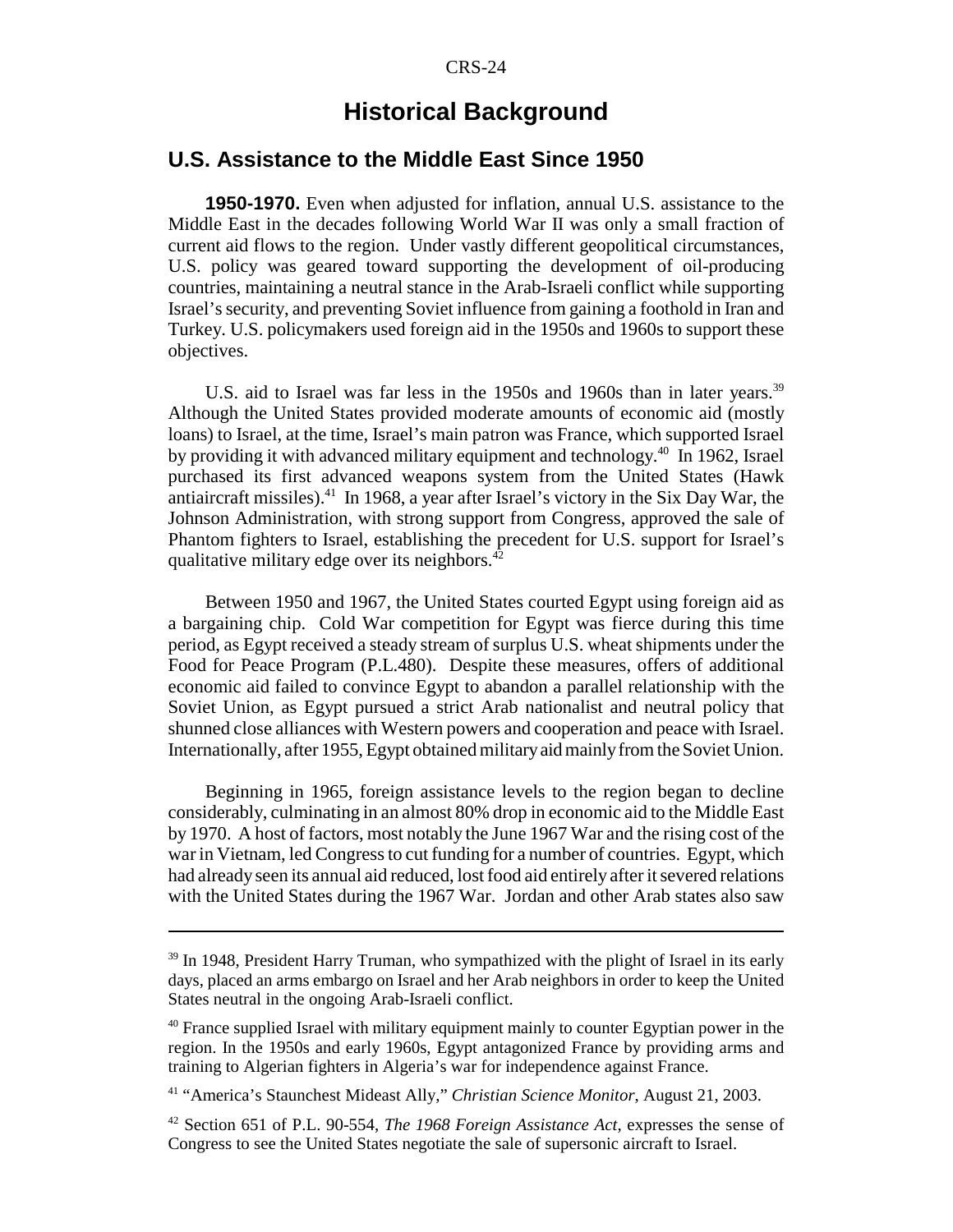# Historical Background

## U.S. Assistance to the Middle East Since 1950

**1950-1970.** Even when adjusted for inflation, annual U.S. assistance to the Middle East in the decades following World War II was only a small fraction of current aid flows to the region. Under vastly different geopolitical circumstances, U.S. policy was geared toward supporting the development of oil-producing countries, maintaining a neutral stance in the Arab-Israeli conflict while supporting Israel's security, and preventing Soviet influence from gaining a foothold in Iran and Turkey. U.S. policymakers used foreign aid in the 1950s and 1960s to support these objectives.

U.S. aid to Israel was far less in the 1950s and 1960s than in later years.[39] Although the United States provided moderate amounts of economic aid (mostly loans) to Israel, at the time, Israel's main patron was France, which supported Israel by providing it with advanced military equipment and technology.[40] In 1962, Israel purchased its first advanced weapons system from the United States (Hawk antiaircraft missiles).[41] In 1968, a year after Israel's victory in the Six Day War, the Johnson Administration, with strong support from Congress, approved the sale of Phantom fighters to Israel, establishing the precedent for U.S. support for Israel's qualitative military edge over its neighbors.[42]

Between 1950 and 1967, the United States courted Egypt using foreign aid as a bargaining chip. Cold War competition for Egypt was fierce during this time period, as Egypt received a steady stream of surplus U.S. wheat shipments under the Food for Peace Program (P.L.480). Despite these measures, offers of additional economic aid failed to convince Egypt to abandon a parallel relationship with the Soviet Union, as Egypt pursued a strict Arab nationalist and neutral policy that shunned close alliances with Western powers and cooperation and peace with Israel. Internationally, after 1955, Egypt obtained military aid mainly from the Soviet Union.

Beginning in 1965, foreign assistance levels to the region began to decline considerably, culminating in an almost 80% drop in economic aid to the Middle East by 1970. A host of factors, most notably the June 1967 War and the rising cost of the war in Vietnam, led Congress to cut funding for a number of countries. Egypt, which had already seen its annual aid reduced, lost food aid entirely after it severed relations with the United States during the 1967 War. Jordan and other Arab states also saw

---

[39] In 1948, President Harry Truman, who sympathized with the plight of Israel in its early days, placed an arms embargo on Israel and her Arab neighbors in order to keep the United States neutral in the ongoing Arab-Israeli conflict.

[40] France supplied Israel with military equipment mainly to counter Egyptian power in the region. In the 1950s and early 1960s, Egypt antagonized France by providing arms and training to Algerian fighters in Algeria's war for independence against France.

[41] "America's Staunchest Mideast Ally," *Christian Science Monitor*, August 21, 2003.

[42] Section 651 of P.L. 90-554, *The 1968 Foreign Assistance Act*, expresses the sense of Congress to see the United States negotiate the sale of supersonic aircraft to Israel.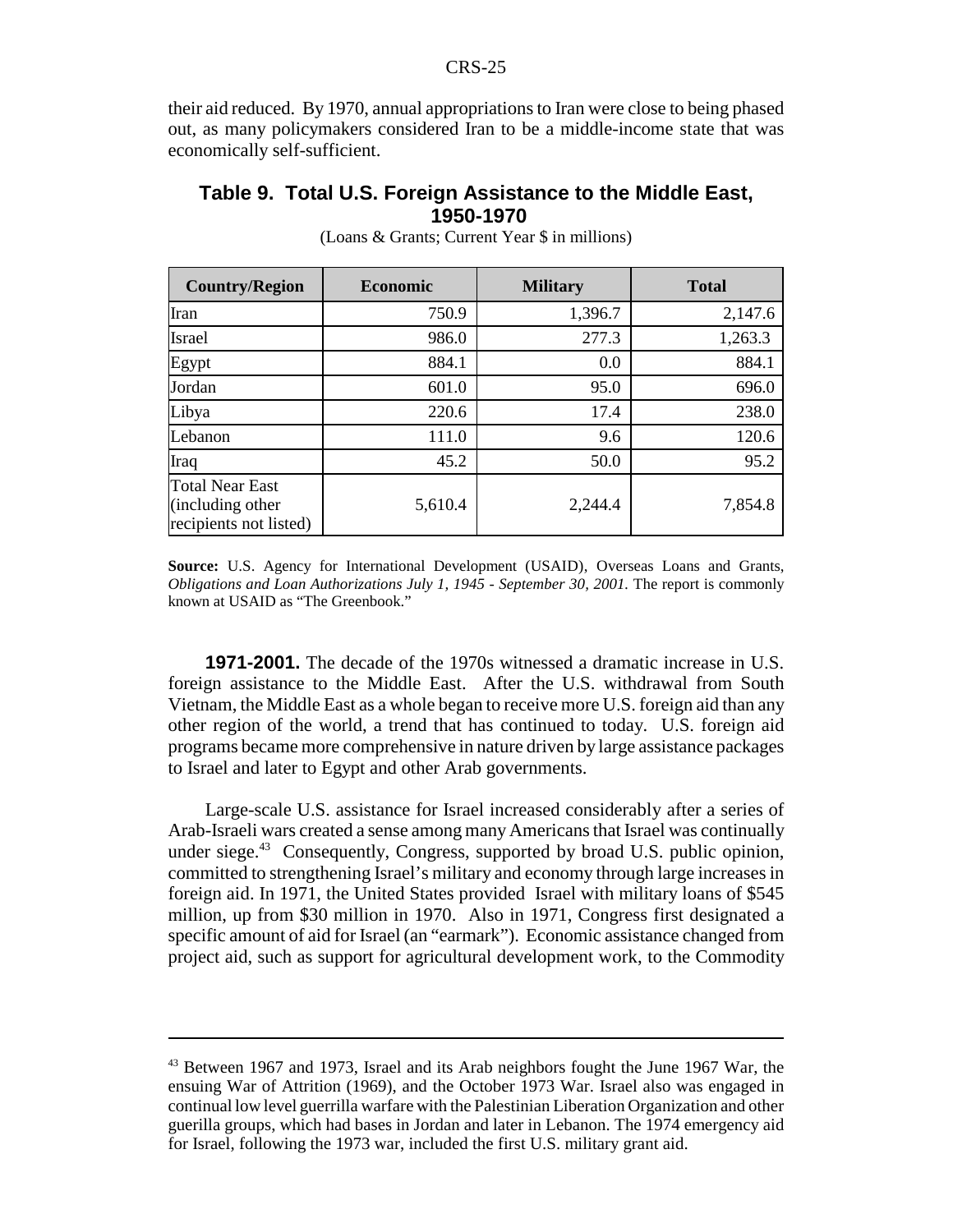their aid reduced. By 1970, annual appropriations to Iran were close to being phased out, as many policymakers considered Iran to be a middle-income state that was economically self-sufficient.

### Table 9. Total U.S. Foreign Assistance to the Middle East, 1950-1970

(Loans & Grants; Current Year $ in millions)

| Country/Region | Economic | Military | Total |
|---|---|---|---|
| Iran | 750.9 | 1,396.7 | 2,147.6 |
| Israel | 986.0 | 277.3 | 1,263.3 |
| Egypt | 884.1 | 0.0 | 884.1 |
| Jordan | 601.0 | 95.0 | 696.0 |
| Libya | 220.6 | 17.4 | 238.0 |
| Lebanon | 111.0 | 9.6 | 120.6 |
| Iraq | 45.2 | 50.0 | 95.2 |
| Total Near East (including other recipients not listed) | 5,610.4 | 2,244.4 | 7,854.8 |

**Source:** U.S. Agency for International Development (USAID), Overseas Loans and Grants, *Obligations and Loan Authorizations July 1, 1945 - September 30, 2001.* The report is commonly known at USAID as "The Greenbook."

**1971-2001.** The decade of the 1970s witnessed a dramatic increase in U.S. foreign assistance to the Middle East. After the U.S. withdrawal from South Vietnam, the Middle East as a whole began to receive more U.S. foreign aid than any other region of the world, a trend that has continued to today. U.S. foreign aid programs became more comprehensive in nature driven by large assistance packages to Israel and later to Egypt and other Arab governments.

Large-scale U.S. assistance for Israel increased considerably after a series of Arab-Israeli wars created a sense among many Americans that Israel was continually under siege.[43] Consequently, Congress, supported by broad U.S. public opinion, committed to strengthening Israel's military and economy through large increases in foreign aid. In 1971, the United States provided Israel with military loans of $545 million, up from $30 million in 1970. Also in 1971, Congress first designated a specific amount of aid for Israel (an "earmark"). Economic assistance changed from project aid, such as support for agricultural development work, to the Commodity

---

[43] Between 1967 and 1973, Israel and its Arab neighbors fought the June 1967 War, the ensuing War of Attrition (1969), and the October 1973 War. Israel also was engaged in continual low level guerrilla warfare with the Palestinian Liberation Organization and other guerilla groups, which had bases in Jordan and later in Lebanon. The 1974 emergency aid for Israel, following the 1973 war, included the first U.S. military grant aid.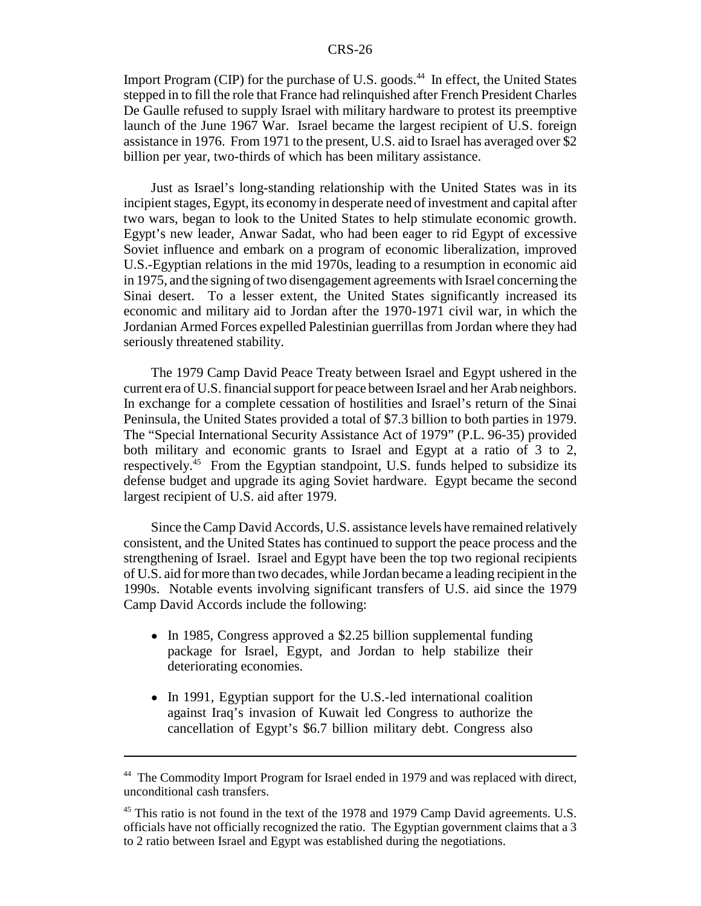Import Program (CIP) for the purchase of U.S. goods.[44] In effect, the United States stepped in to fill the role that France had relinquished after French President Charles De Gaulle refused to supply Israel with military hardware to protest its preemptive launch of the June 1967 War. Israel became the largest recipient of U.S. foreign assistance in 1976. From 1971 to the present, U.S. aid to Israel has averaged over $2 billion per year, two-thirds of which has been military assistance.

Just as Israel's long-standing relationship with the United States was in its incipient stages, Egypt, its economy in desperate need of investment and capital after two wars, began to look to the United States to help stimulate economic growth. Egypt's new leader, Anwar Sadat, who had been eager to rid Egypt of excessive Soviet influence and embark on a program of economic liberalization, improved U.S.-Egyptian relations in the mid 1970s, leading to a resumption in economic aid in 1975, and the signing of two disengagement agreements with Israel concerning the Sinai desert. To a lesser extent, the United States significantly increased its economic and military aid to Jordan after the 1970-1971 civil war, in which the Jordanian Armed Forces expelled Palestinian guerrillas from Jordan where they had seriously threatened stability.

The 1979 Camp David Peace Treaty between Israel and Egypt ushered in the current era of U.S. financial support for peace between Israel and her Arab neighbors. In exchange for a complete cessation of hostilities and Israel's return of the Sinai Peninsula, the United States provided a total of $7.3 billion to both parties in 1979. The "Special International Security Assistance Act of 1979" (P.L. 96-35) provided both military and economic grants to Israel and Egypt at a ratio of 3 to 2, respectively.[45] From the Egyptian standpoint, U.S. funds helped to subsidize its defense budget and upgrade its aging Soviet hardware. Egypt became the second largest recipient of U.S. aid after 1979.

Since the Camp David Accords, U.S. assistance levels have remained relatively consistent, and the United States has continued to support the peace process and the strengthening of Israel. Israel and Egypt have been the top two regional recipients of U.S. aid for more than two decades, while Jordan became a leading recipient in the 1990s. Notable events involving significant transfers of U.S. aid since the 1979 Camp David Accords include the following:

- In 1985, Congress approved a $2.25 billion supplemental funding package for Israel, Egypt, and Jordan to help stabilize their deteriorating economies.
- In 1991, Egyptian support for the U.S.-led international coalition against Iraq's invasion of Kuwait led Congress to authorize the cancellation of Egypt's $6.7 billion military debt. Congress also

---

[44] The Commodity Import Program for Israel ended in 1979 and was replaced with direct, unconditional cash transfers.

[45] This ratio is not found in the text of the 1978 and 1979 Camp David agreements. U.S. officials have not officially recognized the ratio. The Egyptian government claims that a 3 to 2 ratio between Israel and Egypt was established during the negotiations.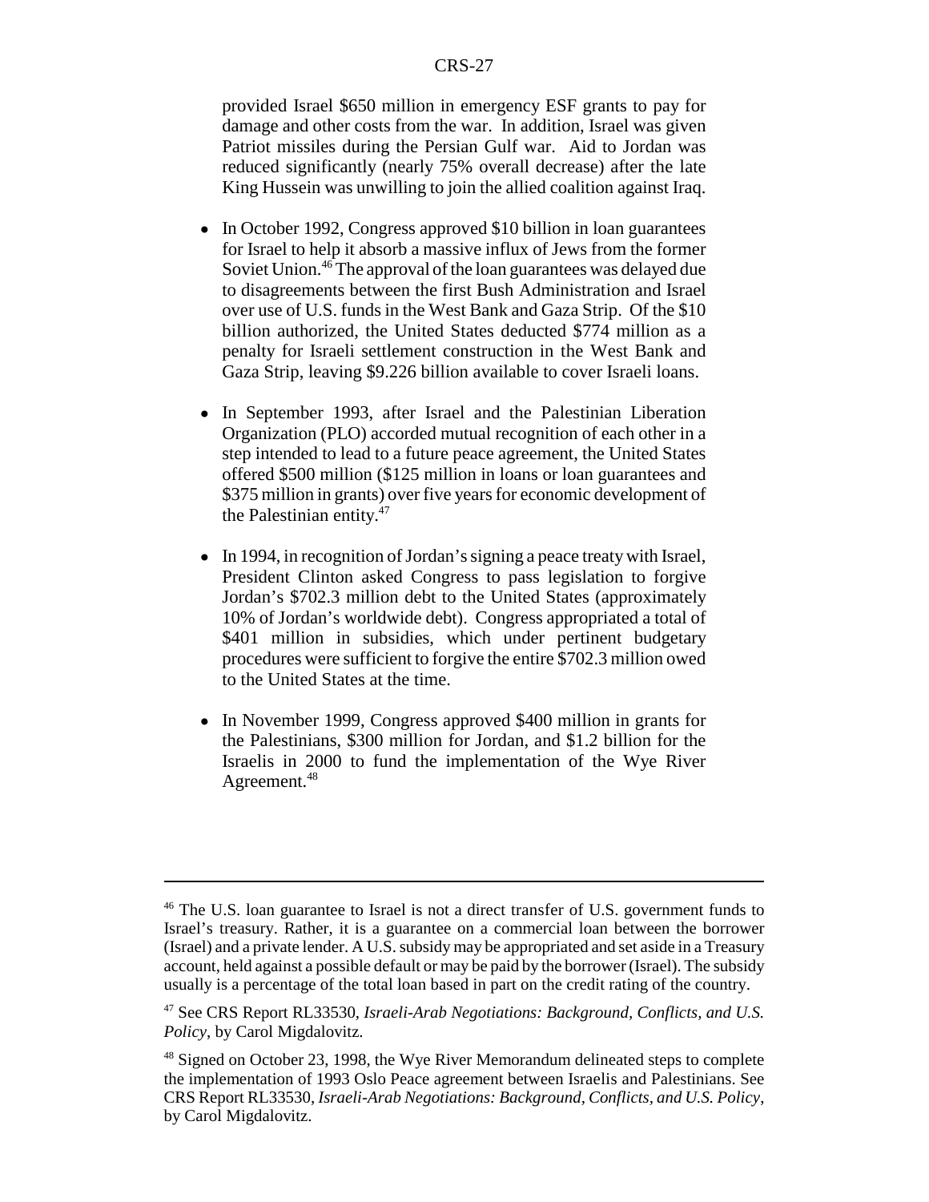provided Israel $650 million in emergency ESF grants to pay for damage and other costs from the war. In addition, Israel was given Patriot missiles during the Persian Gulf war. Aid to Jordan was reduced significantly (nearly 75% overall decrease) after the late King Hussein was unwilling to join the allied coalition against Iraq.

- In October 1992, Congress approved $10 billion in loan guarantees for Israel to help it absorb a massive influx of Jews from the former Soviet Union.[46] The approval of the loan guarantees was delayed due to disagreements between the first Bush Administration and Israel over use of U.S. funds in the West Bank and Gaza Strip. Of the $10 billion authorized, the United States deducted $774 million as a penalty for Israeli settlement construction in the West Bank and Gaza Strip, leaving $9.226 billion available to cover Israeli loans.

- In September 1993, after Israel and the Palestinian Liberation Organization (PLO) accorded mutual recognition of each other in a step intended to lead to a future peace agreement, the United States offered $500 million ($125 million in loans or loan guarantees and $375 million in grants) over five years for economic development of the Palestinian entity.[47]

- In 1994, in recognition of Jordan's signing a peace treaty with Israel, President Clinton asked Congress to pass legislation to forgive Jordan's $702.3 million debt to the United States (approximately 10% of Jordan's worldwide debt). Congress appropriated a total of $401 million in subsidies, which under pertinent budgetary procedures were sufficient to forgive the entire $702.3 million owed to the United States at the time.

- In November 1999, Congress approved $400 million in grants for the Palestinians, $300 million for Jordan, and $1.2 billion for the Israelis in 2000 to fund the implementation of the Wye River Agreement.[48]

---

[46] The U.S. loan guarantee to Israel is not a direct transfer of U.S. government funds to Israel's treasury. Rather, it is a guarantee on a commercial loan between the borrower (Israel) and a private lender. A U.S. subsidy may be appropriated and set aside in a Treasury account, held against a possible default or may be paid by the borrower (Israel). The subsidy usually is a percentage of the total loan based in part on the credit rating of the country.

[47] See CRS Report RL33530, *Israeli-Arab Negotiations: Background, Conflicts, and U.S. Policy*, by Carol Migdalovitz.

[48] Signed on October 23, 1998, the Wye River Memorandum delineated steps to complete the implementation of 1993 Oslo Peace agreement between Israelis and Palestinians. See CRS Report RL33530, *Israeli-Arab Negotiations: Background, Conflicts, and U.S. Policy*, by Carol Migdalovitz.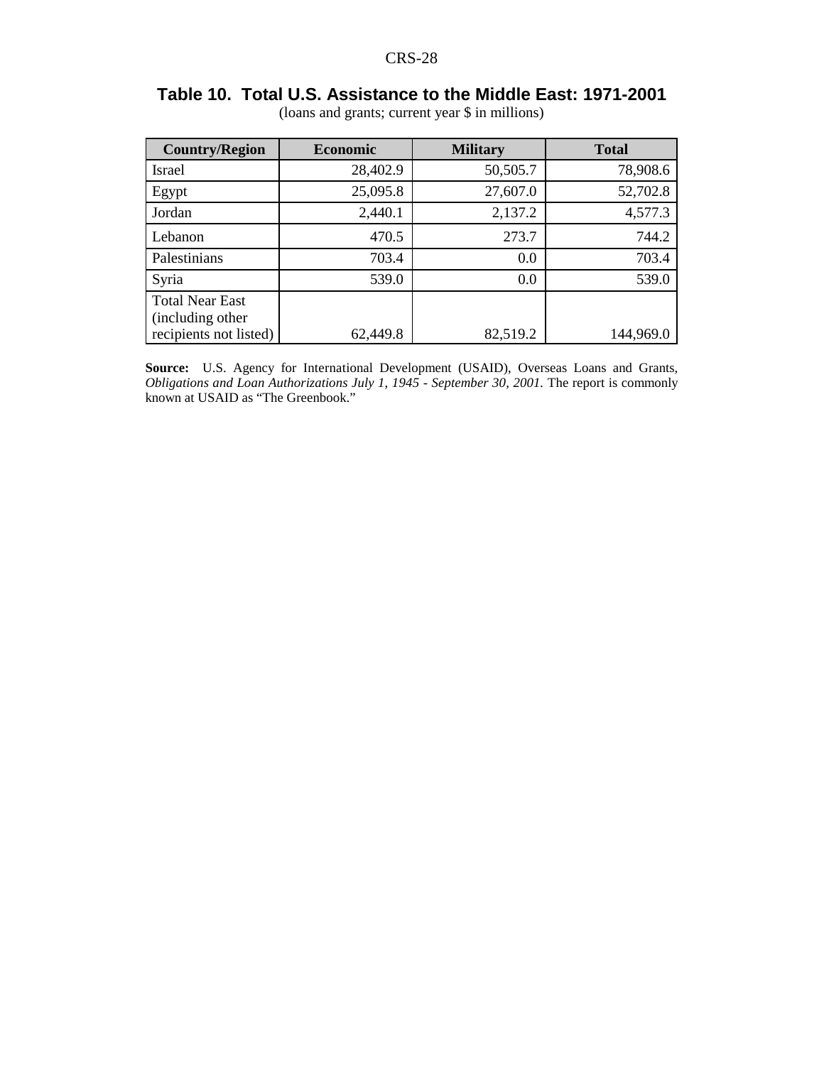**Table 10. Total U.S. Assistance to the Middle East: 1971-2001**

(loans and grants; current year $ in millions)

| Country/Region | Economic | Military | Total |
|---|---|---|---|
| Israel | 28,402.9 | 50,505.7 | 78,908.6 |
| Egypt | 25,095.8 | 27,607.0 | 52,702.8 |
| Jordan | 2,440.1 | 2,137.2 | 4,577.3 |
| Lebanon | 470.5 | 273.7 | 744.2 |
| Palestinians | 703.4 | 0.0 | 703.4 |
| Syria | 539.0 | 0.0 | 539.0 |
| Total Near East (including other recipients not listed) | 62,449.8 | 82,519.2 | 144,969.0 |

**Source:** U.S. Agency for International Development (USAID), Overseas Loans and Grants, *Obligations and Loan Authorizations July 1, 1945 - September 30, 2001.* The report is commonly known at USAID as "The Greenbook."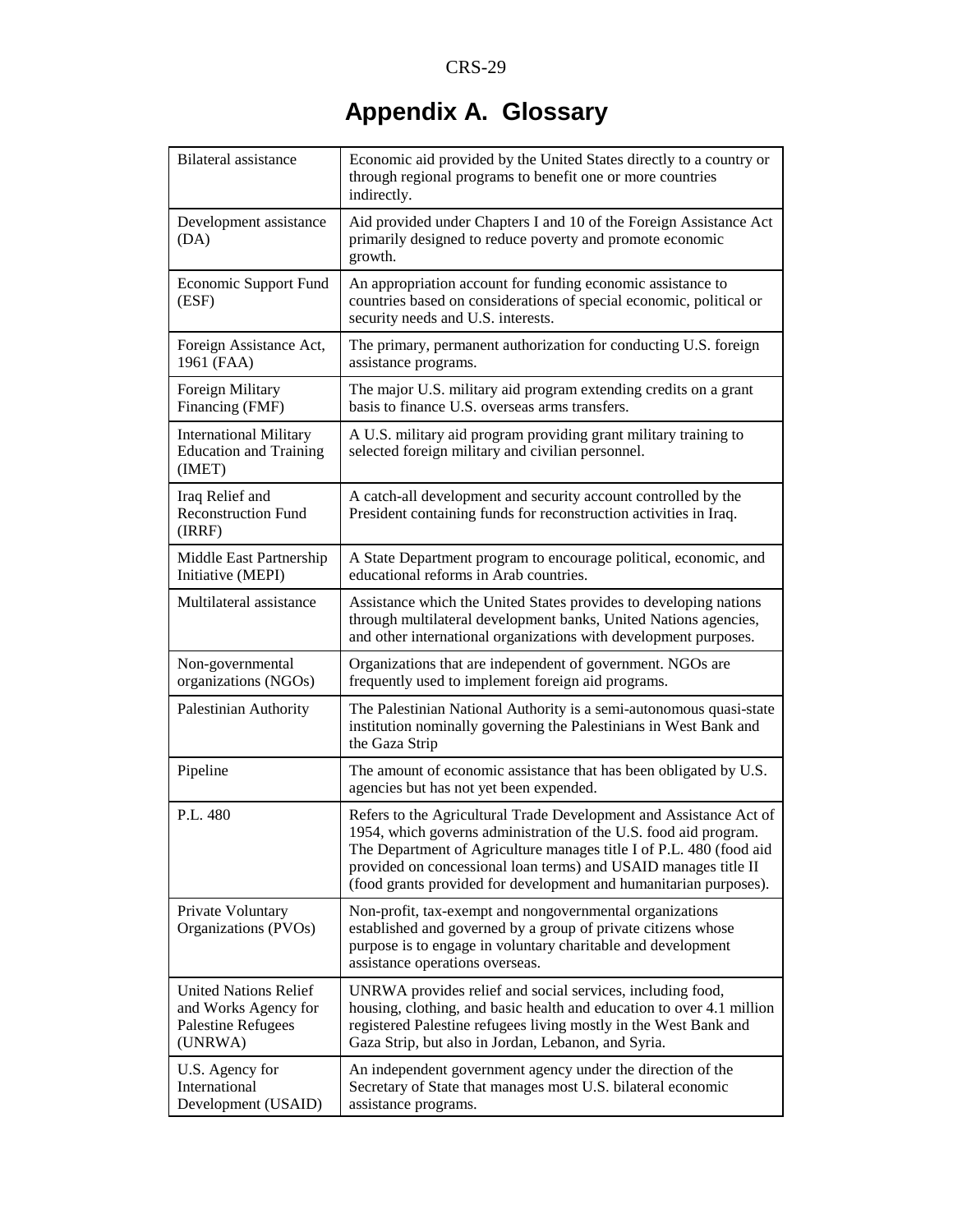# Appendix A. Glossary

| | |
|---|---|
| Bilateral assistance | Economic aid provided by the United States directly to a country or through regional programs to benefit one or more countries indirectly. |
| Development assistance (DA) | Aid provided under Chapters I and 10 of the Foreign Assistance Act primarily designed to reduce poverty and promote economic growth. |
| Economic Support Fund (ESF) | An appropriation account for funding economic assistance to countries based on considerations of special economic, political or security needs and U.S. interests. |
| Foreign Assistance Act, 1961 (FAA) | The primary, permanent authorization for conducting U.S. foreign assistance programs. |
| Foreign Military Financing (FMF) | The major U.S. military aid program extending credits on a grant basis to finance U.S. overseas arms transfers. |
| International Military Education and Training (IMET) | A U.S. military aid program providing grant military training to selected foreign military and civilian personnel. |
| Iraq Relief and Reconstruction Fund (IRRF) | A catch-all development and security account controlled by the President containing funds for reconstruction activities in Iraq. |
| Middle East Partnership Initiative (MEPI) | A State Department program to encourage political, economic, and educational reforms in Arab countries. |
| Multilateral assistance | Assistance which the United States provides to developing nations through multilateral development banks, United Nations agencies, and other international organizations with development purposes. |
| Non-governmental organizations (NGOs) | Organizations that are independent of government. NGOs are frequently used to implement foreign aid programs. |
| Palestinian Authority | The Palestinian National Authority is a semi-autonomous quasi-state institution nominally governing the Palestinians in West Bank and the Gaza Strip |
| Pipeline | The amount of economic assistance that has been obligated by U.S. agencies but has not yet been expended. |
| P.L. 480 | Refers to the Agricultural Trade Development and Assistance Act of 1954, which governs administration of the U.S. food aid program. The Department of Agriculture manages title I of P.L. 480 (food aid provided on concessional loan terms) and USAID manages title II (food grants provided for development and humanitarian purposes). |
| Private Voluntary Organizations (PVOs) | Non-profit, tax-exempt and nongovernmental organizations established and governed by a group of private citizens whose purpose is to engage in voluntary charitable and development assistance operations overseas. |
| United Nations Relief and Works Agency for Palestine Refugees (UNRWA) | UNRWA provides relief and social services, including food, housing, clothing, and basic health and education to over 4.1 million registered Palestine refugees living mostly in the West Bank and Gaza Strip, but also in Jordan, Lebanon, and Syria. |
| U.S. Agency for International Development (USAID) | An independent government agency under the direction of the Secretary of State that manages most U.S. bilateral economic assistance programs. |